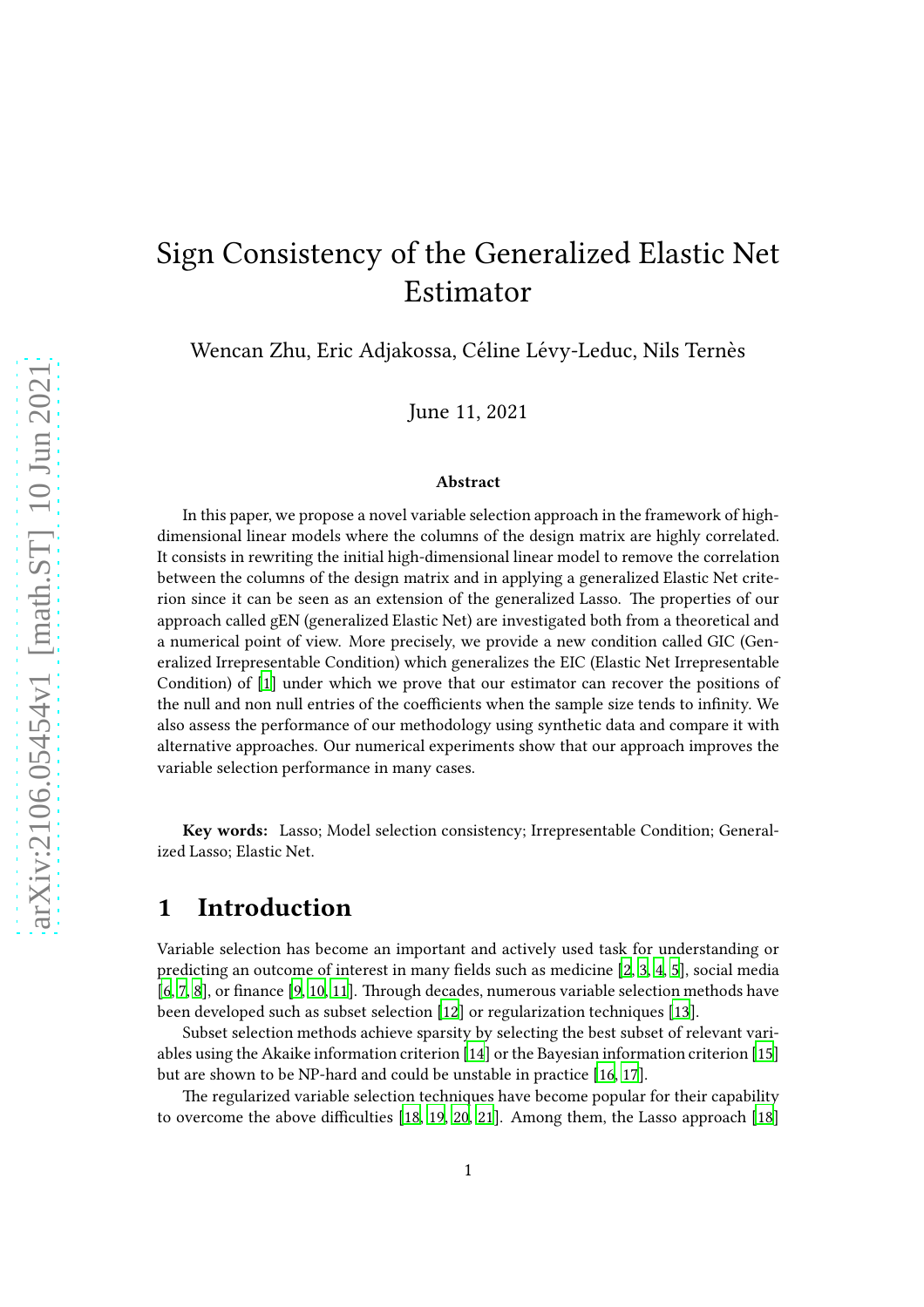# Sign Consistency of the Generalized Elastic Net Estimator

Wencan Zhu, Eric Adjakossa, Céline Lévy-Leduc, Nils Ternès

June 11, 2021

### Abstract

In this paper, we propose a novel variable selection approach in the framework of high-dimensional linear models where the columns of the design matrix are highly correlated. It consists in rewriting the initial high-dimensional linear model to remove the correlation between the columns of the design matrix and in applying a generalized Elastic Net criterion since it can be seen as an extension of the generalized Lasso. The properties of our approach called gEN (generalized Elastic Net) are investigated both from a theoretical and a numerical point of view. More precisely, we provide a new condition called GIC (Generalized Irrepresentable Condition) which generalizes the EIC (Elastic Net Irrepresentable Condition) of [1] under which we prove that our estimator can recover the positions of the null and non null entries of the coefficients when the sample size tends to infinity. We also assess the performance of our methodology using synthetic data and compare it with alternative approaches. Our numerical experiments show that our approach improves the variable selection performance in many cases.

**Key words:** Lasso; Model selection consistency; Irrepresentable Condition; Generalized Lasso; Elastic Net.

## 1 Introduction

Variable selection has become an important and actively used task for understanding or predicting an outcome of interest in many fields such as medicine [2, 3, 4, 5], social media [6, 7, 8], or finance [9, 10, 11]. Through decades, numerous variable selection methods have been developed such as subset selection [12] or regularization techniques [13].

Subset selection methods achieve sparsity by selecting the best subset of relevant variables using the Akaike information criterion [14] or the Bayesian information criterion [15] but are shown to be NP-hard and could be unstable in practice [16, 17].

The regularized variable selection techniques have become popular for their capability to overcome the above difficulties [18, 19, 20, 21]. Among them, the Lasso approach [18]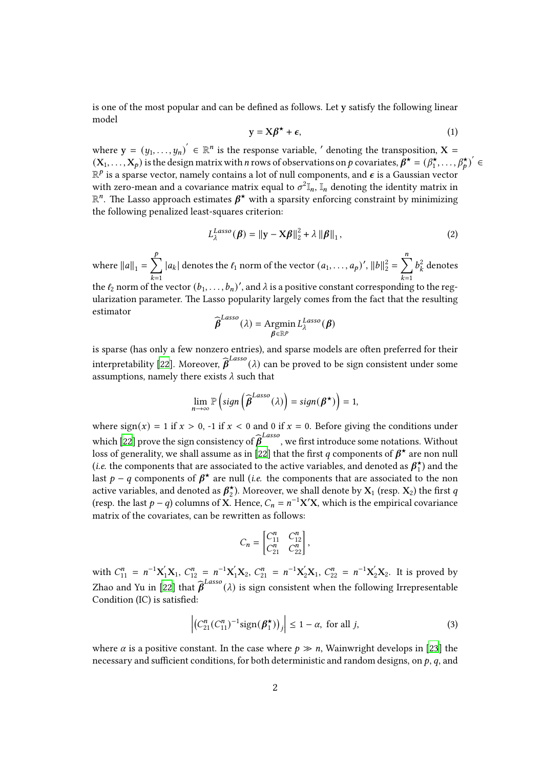is one of the most popular and can be defined as follows. Let $\mathbf{y}$ satisfy the following linear model

$$\mathbf{y} = \mathbf{X}\boldsymbol{\beta}^\star + \boldsymbol{\epsilon}, \tag{1}$$

where $\mathbf{y} = (y_1, \dots, y_n)' \in \mathbb{R}^n$ is the response variable, $'$ denoting the transposition, $\mathbf{X} = (\mathbf{X}_1, \dots, \mathbf{X}_p)$ is the design matrix with $n$ rows of observations on $p$ covariates, $\boldsymbol{\beta}^\star = (\beta_1^\star, \dots, \beta_p^\star)' \in \mathbb{R}^p$ is a sparse vector, namely contains a lot of null components, and $\boldsymbol{\epsilon}$ is a Gaussian vector with zero-mean and a covariance matrix equal to $\sigma^2 \mathbb{I}_n$, $\mathbb{I}_n$ denoting the identity matrix in $\mathbb{R}^n$. The Lasso approach estimates $\boldsymbol{\beta}^\star$ with a sparsity enforcing constraint by minimizing the following penalized least-squares criterion:

$$L_\lambda^{Lasso}(\boldsymbol{\beta}) = \|\mathbf{y} - \mathbf{X}\boldsymbol{\beta}\|_2^2 + \lambda \|\boldsymbol{\beta}\|_1, \tag{2}$$

where $\|a\|_1 = \sum_{k=1}^{p} |a_k|$ denotes the $\ell_1$ norm of the vector $(a_1, \dots, a_p)'$, $\|b\|_2^2 = \sum_{k=1}^{n} b_k^2$ denotes the $\ell_2$ norm of the vector $(b_1, \dots, b_n)'$, and $\lambda$ is a positive constant corresponding to the regularization parameter. The Lasso popularity largely comes from the fact that the resulting estimator

$$\widehat{\boldsymbol{\beta}}^{Lasso}(\lambda) = \underset{\boldsymbol{\beta} \in \mathbb{R}^p}{\text{Argmin}}\, L_\lambda^{Lasso}(\boldsymbol{\beta})$$

is sparse (has only a few nonzero entries), and sparse models are often preferred for their interpretability [22]. Moreover, $\widehat{\boldsymbol{\beta}}^{Lasso}(\lambda)$ can be proved to be sign consistent under some assumptions, namely there exists $\lambda$ such that

$$\lim_{n \to \infty} \mathbb{P}\left( sign\left(\widehat{\boldsymbol{\beta}}^{Lasso}(\lambda)\right) = sign(\boldsymbol{\beta}^\star) \right) = 1,$$

where $\text{sign}(x) = 1$ if $x > 0$, -1 if $x < 0$ and 0 if $x = 0$. Before giving the conditions under which [22] prove the sign consistency of $\widehat{\boldsymbol{\beta}}^{Lasso}$, we first introduce some notations. Without loss of generality, we shall assume as in [22] that the first $q$ components of $\boldsymbol{\beta}^\star$ are non null (*i.e.* the components that are associated to the active variables, and denoted as $\boldsymbol{\beta}_1^\star$) and the last $p - q$ components of $\boldsymbol{\beta}^\star$ are null (*i.e.* the components that are associated to the non active variables, and denoted as $\boldsymbol{\beta}_2^\star$). Moreover, we shall denote by $\mathbf{X}_1$ (resp. $\mathbf{X}_2$) the first $q$ (resp. the last $p - q$) columns of $\mathbf{X}$. Hence, $C_n = n^{-1}\mathbf{X}'\mathbf{X}$, which is the empirical covariance matrix of the covariates, can be rewritten as follows:

$$C_n = \begin{bmatrix} C_{11}^n & C_{12}^n \\ C_{21}^n & C_{22}^n \end{bmatrix},$$

with $C_{11}^n = n^{-1}\mathbf{X}_1'\mathbf{X}_1$, $C_{12}^n = n^{-1}\mathbf{X}_1'\mathbf{X}_2$, $C_{21}^n = n^{-1}\mathbf{X}_2'\mathbf{X}_1$, $C_{22}^n = n^{-1}\mathbf{X}_2'\mathbf{X}_2$. It is proved by Zhao and Yu in [22] that $\widehat{\boldsymbol{\beta}}^{Lasso}(\lambda)$ is sign consistent when the following Irrepresentable Condition (IC) is satisfied:

$$\left| \left( C_{21}^n (C_{11}^n)^{-1} \text{sign}(\boldsymbol{\beta}_1^\star) \right)_j \right| \leq 1 - \alpha, \text{ for all } j, \tag{3}$$

where $\alpha$ is a positive constant. In the case where $p \gg n$, Wainwright develops in [23] the necessary and sufficient conditions, for both deterministic and random designs, on $p$, $q$, and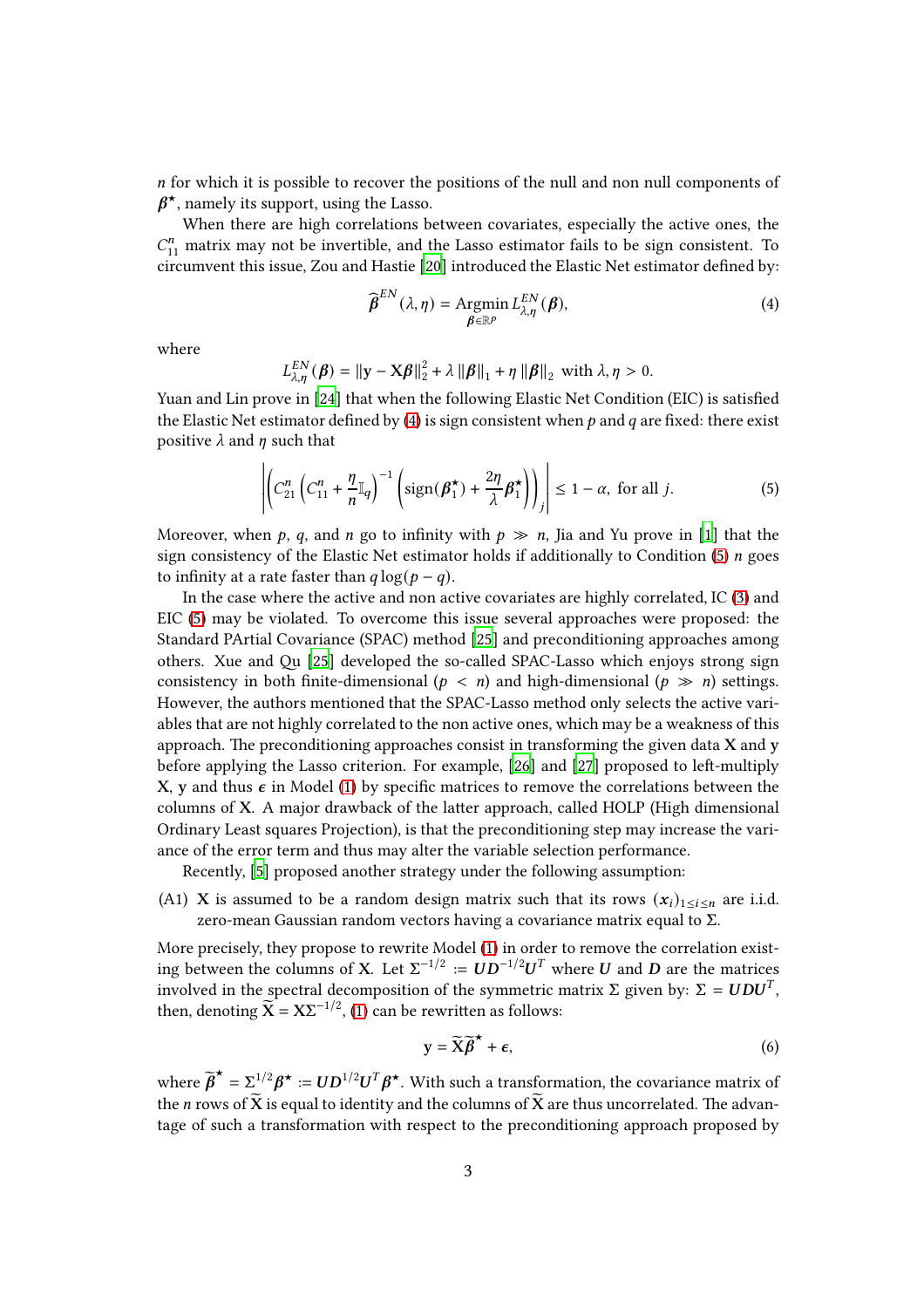$n$ for which it is possible to recover the positions of the null and non null components of $\boldsymbol{\beta}^\star$, namely its support, using the Lasso.

When there are high correlations between covariates, especially the active ones, the $C_{11}^n$ matrix may not be invertible, and the Lasso estimator fails to be sign consistent. To circumvent this issue, Zou and Hastie [20] introduced the Elastic Net estimator defined by:

$$\widehat{\boldsymbol{\beta}}^{EN}(\lambda, \eta) = \underset{\boldsymbol{\beta} \in \mathbb{R}^p}{\text{Argmin}}\, L_{\lambda,\eta}^{EN}(\boldsymbol{\beta}), \tag{4}$$

where

$$L_{\lambda,\eta}^{EN}(\boldsymbol{\beta}) = \|\mathbf{y} - \mathbf{X}\boldsymbol{\beta}\|_2^2 + \lambda \|\boldsymbol{\beta}\|_1 + \eta \|\boldsymbol{\beta}\|_2 \text{ with } \lambda, \eta > 0.$$

Yuan and Lin prove in [24] that when the following Elastic Net Condition (EIC) is satisfied the Elastic Net estimator defined by (4) is sign consistent when $p$ and $q$ are fixed: there exist positive $\lambda$ and $\eta$ such that

$$\left| \left( C_{21}^n \left( C_{11}^n + \frac{\eta}{n} \mathbb{I}_q \right)^{-1} \left( \text{sign}(\boldsymbol{\beta}_1^\star) + \frac{2\eta}{\lambda} \boldsymbol{\beta}_1^\star \right) \right)_j \right| \leq 1 - \alpha, \text{ for all } j. \tag{5}$$

Moreover, when $p$, $q$, and $n$ go to infinity with $p \gg n$, Jia and Yu prove in [1] that the sign consistency of the Elastic Net estimator holds if additionally to Condition (5) $n$ goes to infinity at a rate faster than $q \log(p - q)$.

In the case where the active and non active covariates are highly correlated, IC (3) and EIC (5) may be violated. To overcome this issue several approaches were proposed: the Standard PArtial Covariance (SPAC) method [25] and preconditioning approaches among others. Xue and Qu [25] developed the so-called SPAC-Lasso which enjoys strong sign consistency in both finite-dimensional ($p < n$) and high-dimensional ($p \gg n$) settings. However, the authors mentioned that the SPAC-Lasso method only selects the active variables that are not highly correlated to the non active ones, which may be a weakness of this approach. The preconditioning approaches consist in transforming the given data $\mathbf{X}$ and $\mathbf{y}$ before applying the Lasso criterion. For example, [26] and [27] proposed to left-multiply $\mathbf{X}$, $\mathbf{y}$ and thus $\boldsymbol{\epsilon}$ in Model (1) by specific matrices to remove the correlations between the columns of $\mathbf{X}$. A major drawback of the latter approach, called HOLP (High dimensional Ordinary Least squares Projection), is that the preconditioning step may increase the variance of the error term and thus may alter the variable selection performance.

Recently, [5] proposed another strategy under the following assumption:

(A1) $\mathbf{X}$ is assumed to be a random design matrix such that its rows $(\boldsymbol{x}_i)_{1 \leq i \leq n}$ are i.i.d. zero-mean Gaussian random vectors having a covariance matrix equal to $\Sigma$.

More precisely, they propose to rewrite Model (1) in order to remove the correlation existing between the columns of $\mathbf{X}$. Let $\Sigma^{-1/2} := \boldsymbol{U}\boldsymbol{D}^{-1/2}\boldsymbol{U}^T$ where $\boldsymbol{U}$ and $\boldsymbol{D}$ are the matrices involved in the spectral decomposition of the symmetric matrix $\Sigma$ given by: $\Sigma = \boldsymbol{U}\boldsymbol{D}\boldsymbol{U}^T$, then, denoting $\widetilde{\mathbf{X}} = \mathbf{X}\Sigma^{-1/2}$, (1) can be rewritten as follows:

$$\mathbf{y} = \widetilde{\mathbf{X}}\widetilde{\boldsymbol{\beta}}^\star + \boldsymbol{\epsilon}, \tag{6}$$

where $\widetilde{\boldsymbol{\beta}}^\star = \Sigma^{1/2}\boldsymbol{\beta}^\star := \boldsymbol{U}\boldsymbol{D}^{1/2}\boldsymbol{U}^T\boldsymbol{\beta}^\star$. With such a transformation, the covariance matrix of the $n$ rows of $\widetilde{\mathbf{X}}$ is equal to identity and the columns of $\widetilde{\mathbf{X}}$ are thus uncorrelated. The advantage of such a transformation with respect to the preconditioning approach proposed by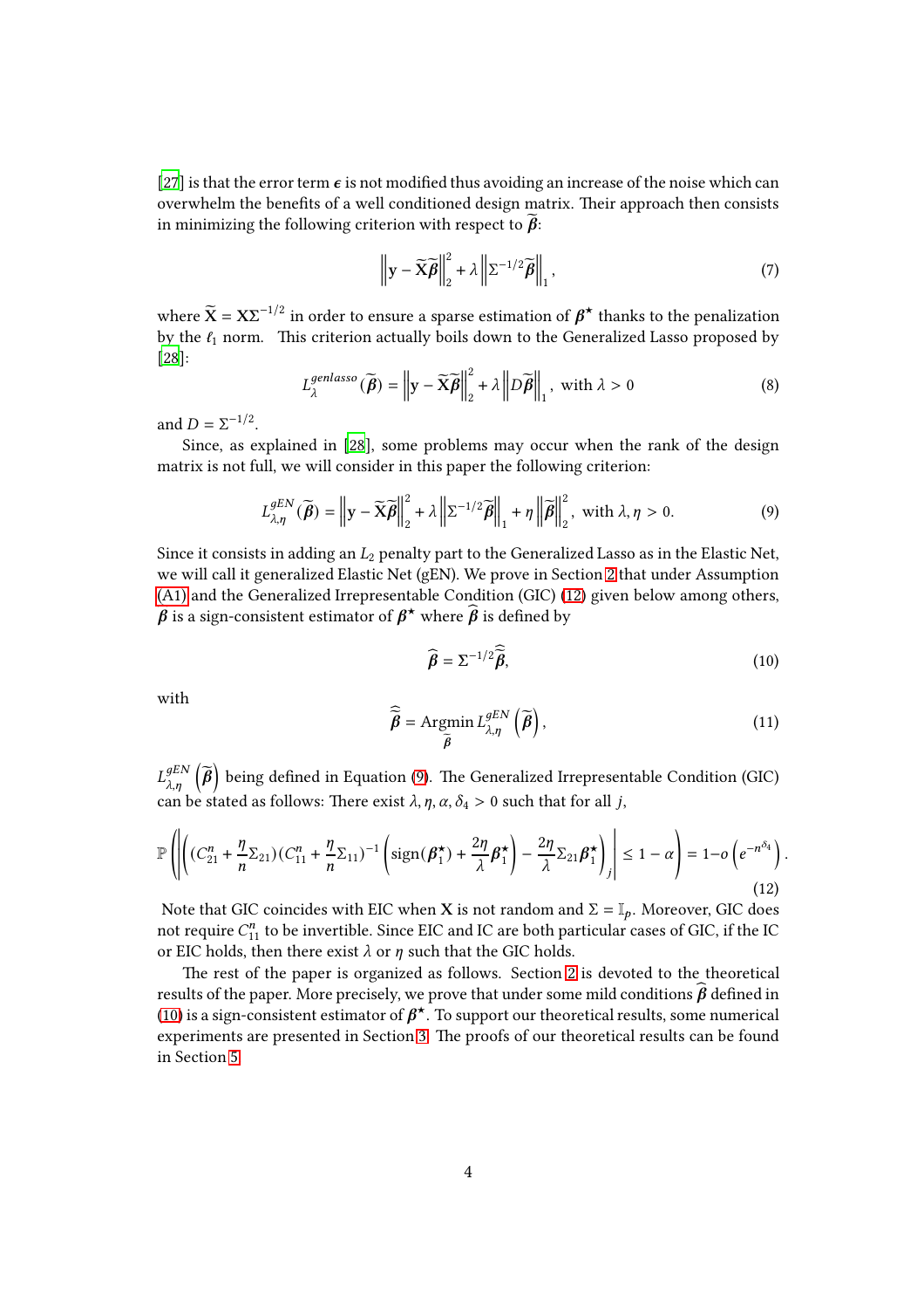[27] is that the error term $\boldsymbol{\epsilon}$ is not modified thus avoiding an increase of the noise which can overwhelm the benefits of a well conditioned design matrix. Their approach then consists in minimizing the following criterion with respect to $\widetilde{\boldsymbol{\beta}}$:

$$\left\|\mathbf{y} - \widetilde{\mathbf{X}}\widetilde{\boldsymbol{\beta}}\right\|_2^2 + \lambda \left\|\Sigma^{-1/2}\widetilde{\boldsymbol{\beta}}\right\|_1, \tag{7}$$

where $\widetilde{\mathbf{X}} = \mathbf{X}\Sigma^{-1/2}$ in order to ensure a sparse estimation of $\boldsymbol{\beta}^{\star}$ thanks to the penalization by the $\ell_1$ norm. This criterion actually boils down to the Generalized Lasso proposed by [28]:

$$L_{\lambda}^{genlasso}(\widetilde{\boldsymbol{\beta}}) = \left\|\mathbf{y} - \widetilde{\mathbf{X}}\widetilde{\boldsymbol{\beta}}\right\|_2^2 + \lambda \left\|D\widetilde{\boldsymbol{\beta}}\right\|_1, \text{ with } \lambda > 0 \tag{8}$$

and $D = \Sigma^{-1/2}$.

Since, as explained in [28], some problems may occur when the rank of the design matrix is not full, we will consider in this paper the following criterion:

$$L_{\lambda,\eta}^{gEN}(\widetilde{\boldsymbol{\beta}}) = \left\|\mathbf{y} - \widetilde{\mathbf{X}}\widetilde{\boldsymbol{\beta}}\right\|_2^2 + \lambda \left\|\Sigma^{-1/2}\widetilde{\boldsymbol{\beta}}\right\|_1 + \eta \left\|\widetilde{\boldsymbol{\beta}}\right\|_2^2, \text{ with } \lambda, \eta > 0. \tag{9}$$

Since it consists in adding an $L_2$ penalty part to the Generalized Lasso as in the Elastic Net, we will call it generalized Elastic Net (gEN). We prove in Section 2 that under Assumption (A1) and the Generalized Irrepresentable Condition (GIC) (12) given below among others, $\boldsymbol{\beta}$ is a sign-consistent estimator of $\boldsymbol{\beta}^{\star}$ where $\widehat{\boldsymbol{\beta}}$ is defined by

$$\widehat{\boldsymbol{\beta}} = \Sigma^{-1/2}\widehat{\widetilde{\boldsymbol{\beta}}}, \tag{10}$$

with

$$\widehat{\widetilde{\boldsymbol{\beta}}} = \underset{\widetilde{\boldsymbol{\beta}}}{\text{Argmin}}\, L_{\lambda,\eta}^{gEN}\left(\widetilde{\boldsymbol{\beta}}\right), \tag{11}$$

$L_{\lambda,\eta}^{gEN}\left(\widetilde{\boldsymbol{\beta}}\right)$ being defined in Equation (9). The Generalized Irrepresentable Condition (GIC) can be stated as follows: There exist $\lambda, \eta, \alpha, \delta_4 > 0$ such that for all $j$,

$$\mathbb{P}\left(\left|\left((C_{21}^n + \frac{\eta}{n}\Sigma_{21})(C_{11}^n + \frac{\eta}{n}\Sigma_{11})^{-1}\left(\text{sign}(\boldsymbol{\beta}_1^{\star}) + \frac{2\eta}{\lambda}\boldsymbol{\beta}_1^{\star}\right) - \frac{2\eta}{\lambda}\Sigma_{21}\boldsymbol{\beta}_1^{\star}\right)_j\right| \leq 1 - \alpha\right) = 1 - o\left(e^{-n^{\delta_4}}\right). \tag{12}$$

Note that GIC coincides with EIC when $\mathbf{X}$ is not random and $\Sigma = \mathbb{I}_p$. Moreover, GIC does not require $C_{11}^n$ to be invertible. Since EIC and IC are both particular cases of GIC, if the IC or EIC holds, then there exist $\lambda$ or $\eta$ such that the GIC holds.

The rest of the paper is organized as follows. Section 2 is devoted to the theoretical results of the paper. More precisely, we prove that under some mild conditions $\widehat{\boldsymbol{\beta}}$ defined in (10) is a sign-consistent estimator of $\boldsymbol{\beta}^{\star}$. To support our theoretical results, some numerical experiments are presented in Section 3. The proofs of our theoretical results can be found in Section 5.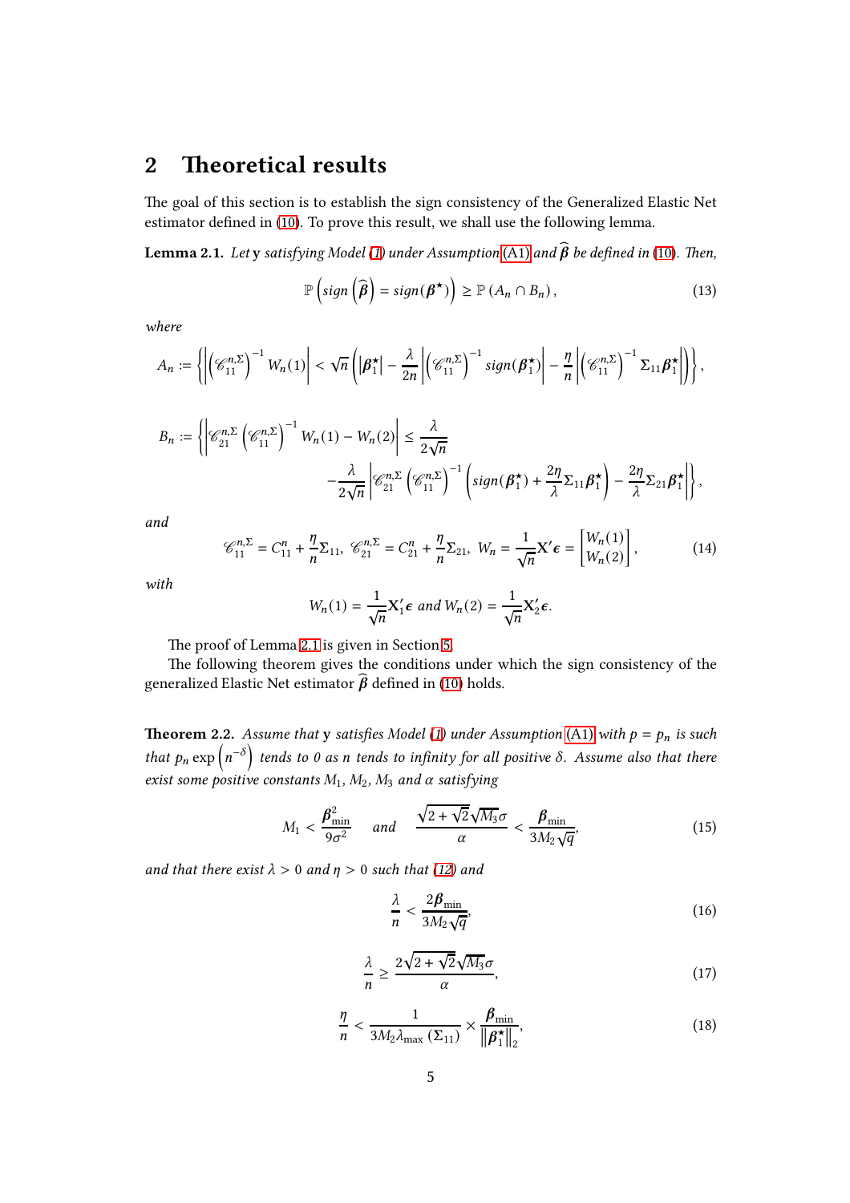## 2 Theoretical results

The goal of this section is to establish the sign consistency of the Generalized Elastic Net estimator defined in (10). To prove this result, we shall use the following lemma.

**Lemma 2.1.** *Let* $\mathbf{y}$ *satisfying Model (1) under Assumption (A1) and* $\widehat{\boldsymbol{\beta}}$ *be defined in (10). Then,*

$$\mathbb{P}\left(sign\left(\widehat{\boldsymbol{\beta}}\right) = sign(\boldsymbol{\beta}^{\star})\right) \geq \mathbb{P}\left(A_n \cap B_n\right), \tag{13}$$

*where*

$$A_n := \left\{\left|\left(\mathscr{C}_{11}^{n,\Sigma}\right)^{-1} W_n(1)\right| < \sqrt{n}\left(|\boldsymbol{\beta}_1^{\star}| - \frac{\lambda}{2n}\left|\left(\mathscr{C}_{11}^{n,\Sigma}\right)^{-1} sign(\boldsymbol{\beta}_1^{\star})\right| - \frac{\eta}{n}\left|\left(\mathscr{C}_{11}^{n,\Sigma}\right)^{-1}\Sigma_{11}\boldsymbol{\beta}_1^{\star}\right|\right)\right\},$$

$$B_n := \left\{\left|\mathscr{C}_{21}^{n,\Sigma}\left(\mathscr{C}_{11}^{n,\Sigma}\right)^{-1} W_n(1) - W_n(2)\right| \leq \frac{\lambda}{2\sqrt{n}} - \frac{\lambda}{2\sqrt{n}}\left|\mathscr{C}_{21}^{n,\Sigma}\left(\mathscr{C}_{11}^{n,\Sigma}\right)^{-1}\left(sign(\boldsymbol{\beta}_1^{\star}) + \frac{2\eta}{\lambda}\Sigma_{11}\boldsymbol{\beta}_1^{\star}\right) - \frac{2\eta}{\lambda}\Sigma_{21}\boldsymbol{\beta}_1^{\star}\right|\right\},$$

*and*

$$\mathscr{C}_{11}^{n,\Sigma} = C_{11}^n + \frac{\eta}{n}\Sigma_{11},\ \mathscr{C}_{21}^{n,\Sigma} = C_{21}^n + \frac{\eta}{n}\Sigma_{21},\ W_n = \frac{1}{\sqrt{n}}\mathbf{X}'\boldsymbol{\epsilon} = \begin{bmatrix} W_n(1) \\ W_n(2) \end{bmatrix}, \tag{14}$$

*with*

$$W_n(1) = \frac{1}{\sqrt{n}}\mathbf{X}_1'\boldsymbol{\epsilon} \text{ and } W_n(2) = \frac{1}{\sqrt{n}}\mathbf{X}_2'\boldsymbol{\epsilon}.$$

The proof of Lemma 2.1 is given in Section 5.

The following theorem gives the conditions under which the sign consistency of the generalized Elastic Net estimator $\widehat{\boldsymbol{\beta}}$ defined in (10) holds.

**Theorem 2.2.** *Assume that* $\mathbf{y}$ *satisfies Model (1) under Assumption (A1) with* $p = p_n$ *is such that* $p_n \exp\left(n^{-\delta}\right)$ *tends to 0 as n tends to infinity for all positive* $\delta$. *Assume also that there exist some positive constants* $M_1, M_2, M_3$ *and* $\alpha$ *satisfying*

$$M_1 < \frac{\boldsymbol{\beta}_{\min}^2}{9\sigma^2} \quad \text{and} \quad \frac{\sqrt{2+\sqrt{2}}\sqrt{M_3}\sigma}{\alpha} < \frac{\boldsymbol{\beta}_{\min}}{3M_2\sqrt{q}}, \tag{15}$$

*and that there exist* $\lambda > 0$ *and* $\eta > 0$ *such that (12) and*

$$\frac{\lambda}{n} < \frac{2\boldsymbol{\beta}_{\min}}{3M_2\sqrt{q}}, \tag{16}$$

$$\frac{\lambda}{n} \geq \frac{2\sqrt{2+\sqrt{2}}\sqrt{M_3}\sigma}{\alpha}, \tag{17}$$

$$\frac{\eta}{n} < \frac{1}{3M_2\lambda_{\max}\left(\Sigma_{11}\right)} \times \frac{\boldsymbol{\beta}_{\min}}{\left\|\boldsymbol{\beta}_1^{\star}\right\|_2}, \tag{18}$$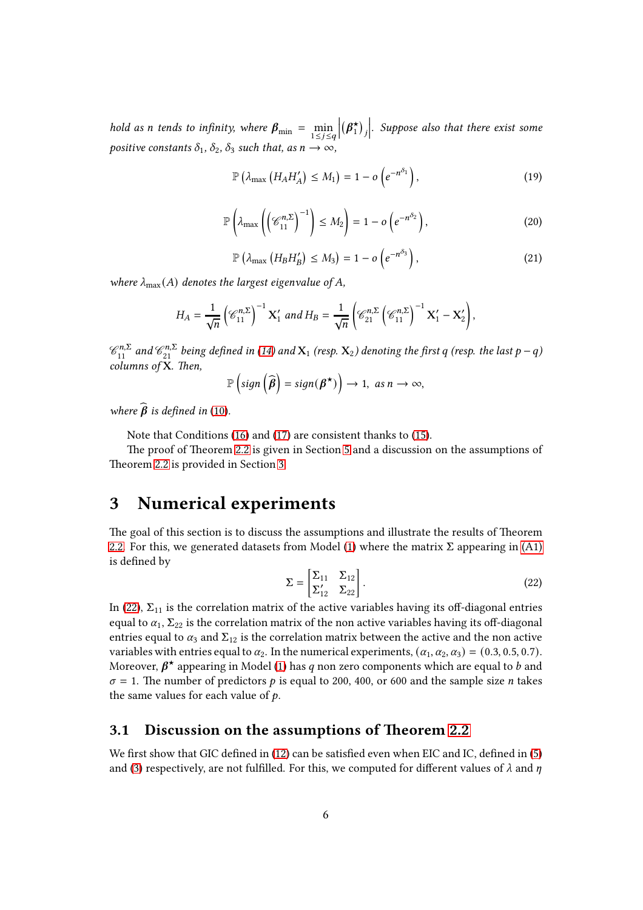*hold as n tends to infinity, where* $\boldsymbol{\beta}_{\min} = \min_{1 \leq j \leq q} \left| (\boldsymbol{\beta}_1^\star)_j \right|$. *Suppose also that there exist some positive constants* $\delta_1$, $\delta_2$, $\delta_3$ *such that, as* $n \to \infty$,

$$\mathbb{P}\left(\lambda_{\max}\left(H_A H_A'\right) \leq M_1\right) = 1 - o\left(e^{-n^{\delta_1}}\right), \tag{19}$$

$$\mathbb{P}\left(\lambda_{\max}\left(\left(\mathscr{C}_{11}^{n,\Sigma}\right)^{-1}\right) \leq M_2\right) = 1 - o\left(e^{-n^{\delta_2}}\right), \tag{20}$$

$$\mathbb{P}\left(\lambda_{\max}\left(H_B H_B'\right) \leq M_3\right) = 1 - o\left(e^{-n^{\delta_3}}\right), \tag{21}$$

*where* $\lambda_{\max}(A)$ *denotes the largest eigenvalue of* $A$,

$$H_A = \frac{1}{\sqrt{n}}\left(\mathscr{C}_{11}^{n,\Sigma}\right)^{-1}\mathbf{X}_1' \text{ and } H_B = \frac{1}{\sqrt{n}}\left(\mathscr{C}_{21}^{n,\Sigma}\left(\mathscr{C}_{11}^{n,\Sigma}\right)^{-1}\mathbf{X}_1' - \mathbf{X}_2'\right),$$

$\mathscr{C}_{11}^{n,\Sigma}$ *and* $\mathscr{C}_{21}^{n,\Sigma}$ *being defined in (14) and* $\mathbf{X}_1$ *(resp.* $\mathbf{X}_2$*) denoting the first* $q$ *(resp. the last* $p-q$*) columns of* $\mathbf{X}$*. Then,*

$$\mathbb{P}\left(\text{sign}\left(\widehat{\boldsymbol{\beta}}\right) = \text{sign}(\boldsymbol{\beta}^\star)\right) \longrightarrow 1, \text{ as } n \to \infty,$$

*where* $\widehat{\boldsymbol{\beta}}$ *is defined in (10).*

Note that Conditions (16) and (17) are consistent thanks to (15).

The proof of Theorem 2.2 is given in Section 5 and a discussion on the assumptions of Theorem 2.2 is provided in Section 3.

# 3 Numerical experiments

The goal of this section is to discuss the assumptions and illustrate the results of Theorem 2.2. For this, we generated datasets from Model (1) where the matrix $\Sigma$ appearing in (A1) is defined by

$$\Sigma = \begin{bmatrix} \Sigma_{11} & \Sigma_{12} \\ \Sigma_{12}' & \Sigma_{22} \end{bmatrix}. \tag{22}$$

In (22), $\Sigma_{11}$ is the correlation matrix of the active variables having its off-diagonal entries equal to $\alpha_1$, $\Sigma_{22}$ is the correlation matrix of the non active variables having its off-diagonal entries equal to $\alpha_3$ and $\Sigma_{12}$ is the correlation matrix between the active and the non active variables with entries equal to $\alpha_2$. In the numerical experiments, $(\alpha_1, \alpha_2, \alpha_3) = (0.3, 0.5, 0.7)$. Moreover, $\boldsymbol{\beta}^\star$ appearing in Model (1) has $q$ non zero components which are equal to $b$ and $\sigma = 1$. The number of predictors $p$ is equal to 200, 400, or 600 and the sample size $n$ takes the same values for each value of $p$.

## 3.1 Discussion on the assumptions of Theorem 2.2

We first show that GIC defined in (12) can be satisfied even when EIC and IC, defined in (5) and (3) respectively, are not fulfilled. For this, we computed for different values of $\lambda$ and $\eta$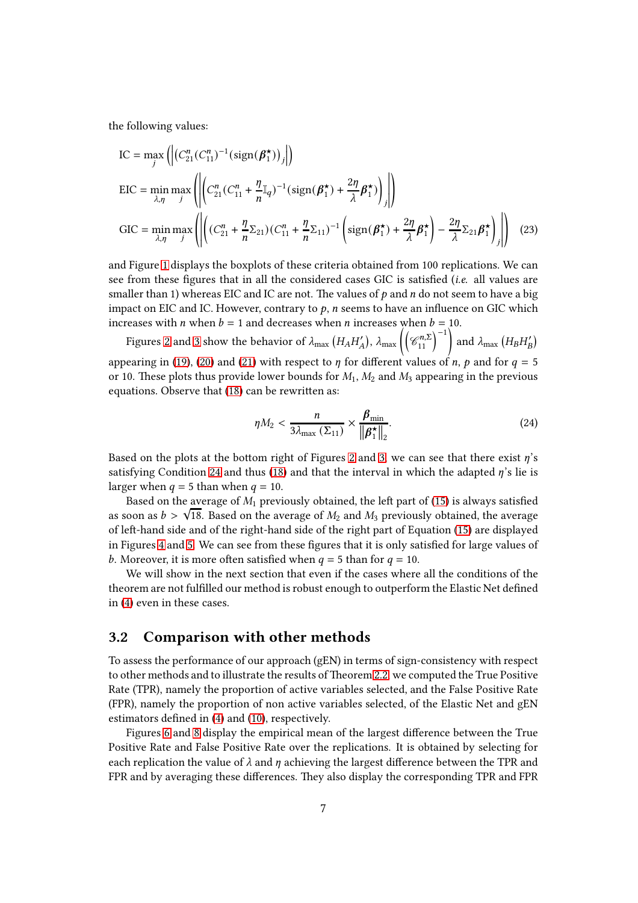the following values:

$$
\begin{aligned}
\text{IC} &= \max_j \left( \left| \left( C_{21}^n (C_{11}^n)^{-1} (\text{sign}(\boldsymbol{\beta}_1^\star)) \right)_j \right| \right) \\
\text{EIC} &= \min_{\lambda,\eta} \max_j \left( \left| \left( C_{21}^n (C_{11}^n + \frac{\eta}{n} \mathbb{I}_q)^{-1} (\text{sign}(\boldsymbol{\beta}_1^\star) + \frac{2\eta}{\lambda} \boldsymbol{\beta}_1^\star) \right)_j \right| \right) \\
\text{GIC} &= \min_{\lambda,\eta} \max_j \left( \left| \left( (C_{21}^n + \frac{\eta}{n} \Sigma_{21})(C_{11}^n + \frac{\eta}{n} \Sigma_{11})^{-1} \left( \text{sign}(\boldsymbol{\beta}_1^\star) + \frac{2\eta}{\lambda} \boldsymbol{\beta}_1^\star \right) - \frac{2\eta}{\lambda} \Sigma_{21} \boldsymbol{\beta}_1^\star \right)_j \right| \right)
\end{aligned} \tag{23}
$$

and Figure 1 displays the boxplots of these criteria obtained from 100 replications. We can see from these figures that in all the considered cases GIC is satisfied (*i.e.* all values are smaller than 1) whereas EIC and IC are not. The values of $p$ and $n$ do not seem to have a big impact on EIC and IC. However, contrary to $p$, $n$ seems to have an influence on GIC which increases with $n$ when $b = 1$ and decreases when $n$ increases when $b = 10$.

Figures 2 and 3 show the behavior of $\lambda_{\max}\left(H_A H_A'\right)$, $\lambda_{\max}\left(\left(\mathscr{C}_{11}^{n,\Sigma}\right)^{-1}\right)$ and $\lambda_{\max}\left(H_B H_B'\right)$ appearing in (19), (20) and (21) with respect to $\eta$ for different values of $n$, $p$ and for $q = 5$ or 10. These plots thus provide lower bounds for $M_1$, $M_2$ and $M_3$ appearing in the previous equations. Observe that (18) can be rewritten as:

$$
\eta M_2 < \frac{n}{3\lambda_{\max}\left(\Sigma_{11}\right)} \times \frac{\boldsymbol{\beta}_{\min}}{\left\|\boldsymbol{\beta}_1^\star\right\|_2}. \tag{24}
$$

Based on the plots at the bottom right of Figures 2 and 3, we can see that there exist $\eta$'s satisfying Condition 24 and thus (18) and that the interval in which the adapted $\eta$'s lie is larger when $q = 5$ than when $q = 10$.

Based on the average of $M_1$ previously obtained, the left part of (15) is always satisfied as soon as $b > \sqrt{18}$. Based on the average of $M_2$ and $M_3$ previously obtained, the average of left-hand side and of the right-hand side of the right part of Equation (15) are displayed in Figures 4 and 5. We can see from these figures that it is only satisfied for large values of $b$. Moreover, it is more often satisfied when $q = 5$ than for $q = 10$.

We will show in the next section that even if the cases where all the conditions of the theorem are not fulfilled our method is robust enough to outperform the Elastic Net defined in (4) even in these cases.

## 3.2 Comparison with other methods

To assess the performance of our approach (gEN) in terms of sign-consistency with respect to other methods and to illustrate the results of Theorem 2.2, we computed the True Positive Rate (TPR), namely the proportion of active variables selected, and the False Positive Rate (FPR), namely the proportion of non active variables selected, of the Elastic Net and gEN estimators defined in (4) and (10), respectively.

Figures 6 and 8 display the empirical mean of the largest difference between the True Positive Rate and False Positive Rate over the replications. It is obtained by selecting for each replication the value of $\lambda$ and $\eta$ achieving the largest difference between the TPR and FPR and by averaging these differences. They also display the corresponding TPR and FPR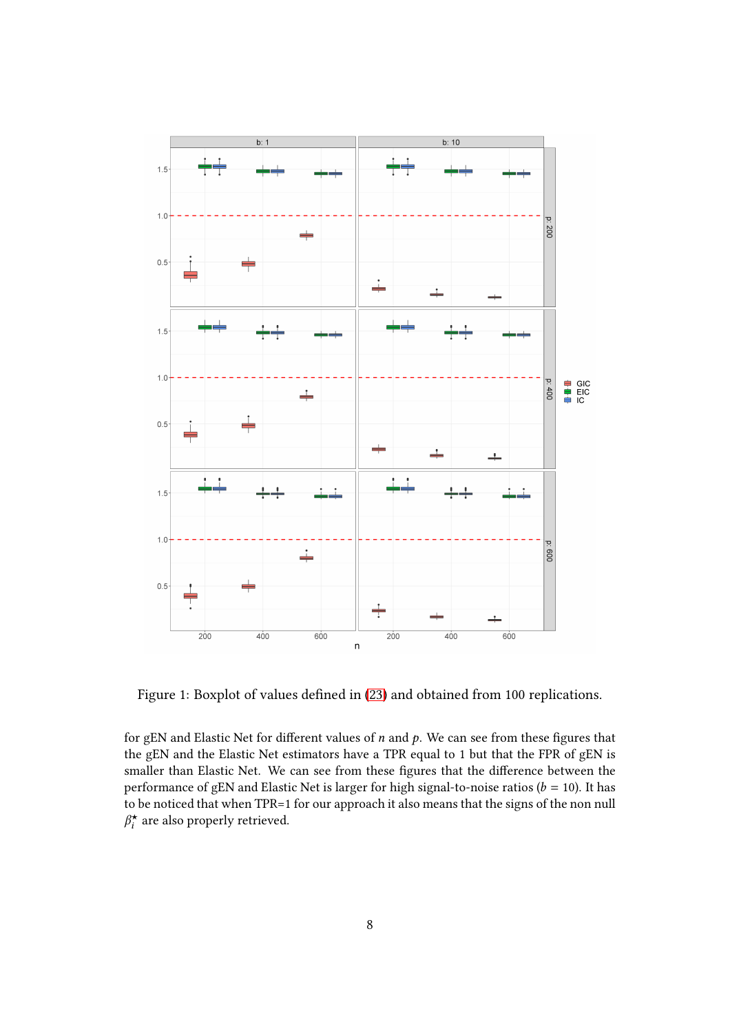Figure 1: Boxplot of values defined in (23) and obtained from 100 replications.

for gEN and Elastic Net for different values of $n$ and $p$. We can see from these figures that the gEN and the Elastic Net estimators have a TPR equal to 1 but that the FPR of gEN is smaller than Elastic Net. We can see from these figures that the difference between the performance of gEN and Elastic Net is larger for high signal-to-noise ratios ($b = 10$). It has to be noticed that when TPR=1 for our approach it also means that the signs of the non null $\beta_i^\star$ are also properly retrieved.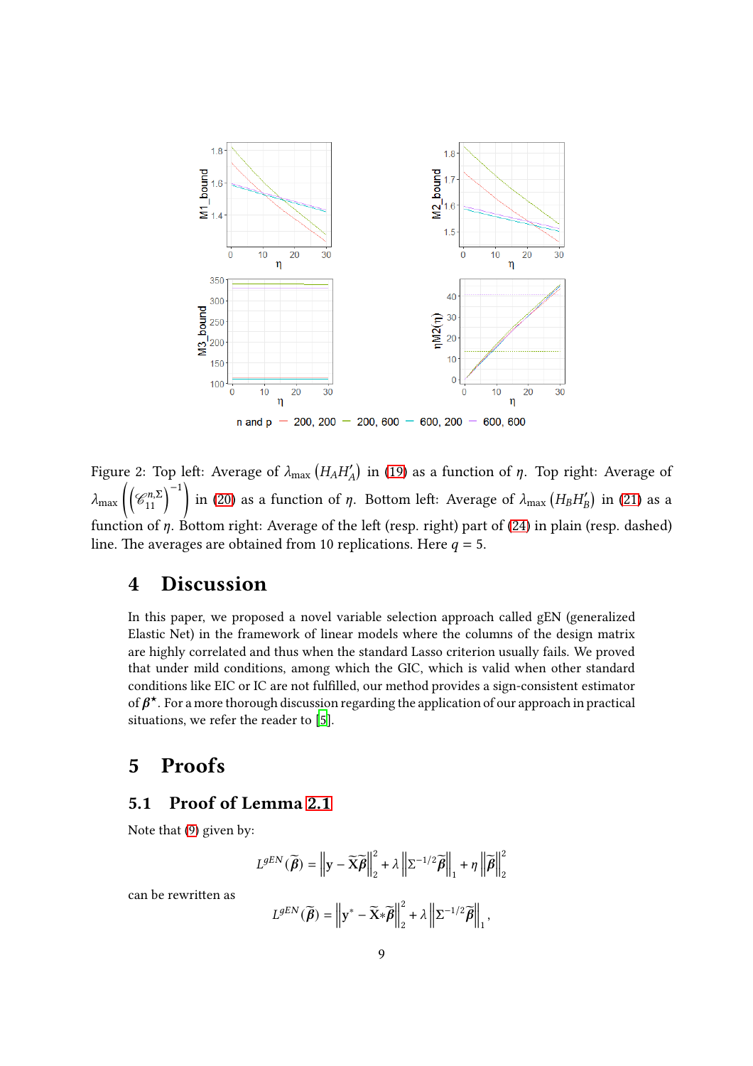Figure 2: Top left: Average of $\lambda_{\max}\left(H_A H_A'\right)$ in (19) as a function of $\eta$. Top right: Average of $\lambda_{\max}\left(\left(\mathscr{C}_{11}^{n,\Sigma}\right)^{-1}\right)$ in (20) as a function of $\eta$. Bottom left: Average of $\lambda_{\max}\left(H_B H_B'\right)$ in (21) as a function of $\eta$. Bottom right: Average of the left (resp. right) part of (24) in plain (resp. dashed) line. The averages are obtained from 10 replications. Here $q = 5$.

# 4 Discussion

In this paper, we proposed a novel variable selection approach called gEN (generalized Elastic Net) in the framework of linear models where the columns of the design matrix are highly correlated and thus when the standard Lasso criterion usually fails. We proved that under mild conditions, among which the GIC, which is valid when other standard conditions like EIC or IC are not fulfilled, our method provides a sign-consistent estimator of $\boldsymbol{\beta}^{\star}$. For a more thorough discussion regarding the application of our approach in practical situations, we refer the reader to [5].

# 5 Proofs

## 5.1 Proof of Lemma 2.1

Note that (9) given by:

$$L^{gEN}(\widetilde{\boldsymbol{\beta}}) = \left\|\mathbf{y} - \widetilde{\mathbf{X}}\widetilde{\boldsymbol{\beta}}\right\|_2^2 + \lambda\left\|\Sigma^{-1/2}\widetilde{\boldsymbol{\beta}}\right\|_1 + \eta\left\|\widetilde{\boldsymbol{\beta}}\right\|_2^2$$

can be rewritten as

$$L^{gEN}(\widetilde{\boldsymbol{\beta}}) = \left\|\mathbf{y}^{*} - \widetilde{\mathbf{X}}{*}\widetilde{\boldsymbol{\beta}}\right\|_2^2 + \lambda\left\|\Sigma^{-1/2}\widetilde{\boldsymbol{\beta}}\right\|_1,$$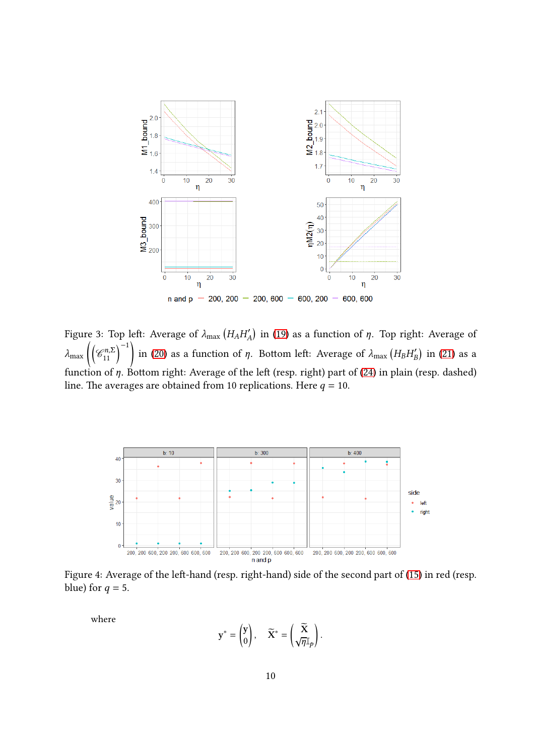Figure 3: Top left: Average of $\lambda_{\max}(H_A H_A')$ in (19) as a function of $\eta$. Top right: Average of $\lambda_{\max}\left(\left(\mathscr{C}_{11}^{n,\Sigma}\right)^{-1}\right)$ in (20) as a function of $\eta$. Bottom left: Average of $\lambda_{\max}(H_B H_B')$ in (21) as a function of $\eta$. Bottom right: Average of the left (resp. right) part of (24) in plain (resp. dashed) line. The averages are obtained from 10 replications. Here $q = 10$.

Figure 4: Average of the left-hand (resp. right-hand) side of the second part of (15) in red (resp. blue) for $q = 5$.

where

$$\mathbf{y}^* = \begin{pmatrix} \mathbf{y} \\ 0 \end{pmatrix}, \quad \widetilde{\mathbf{X}}^* = \begin{pmatrix} \widetilde{\mathbf{X}} \\ \sqrt{\eta}\mathbb{I}_p \end{pmatrix}.$$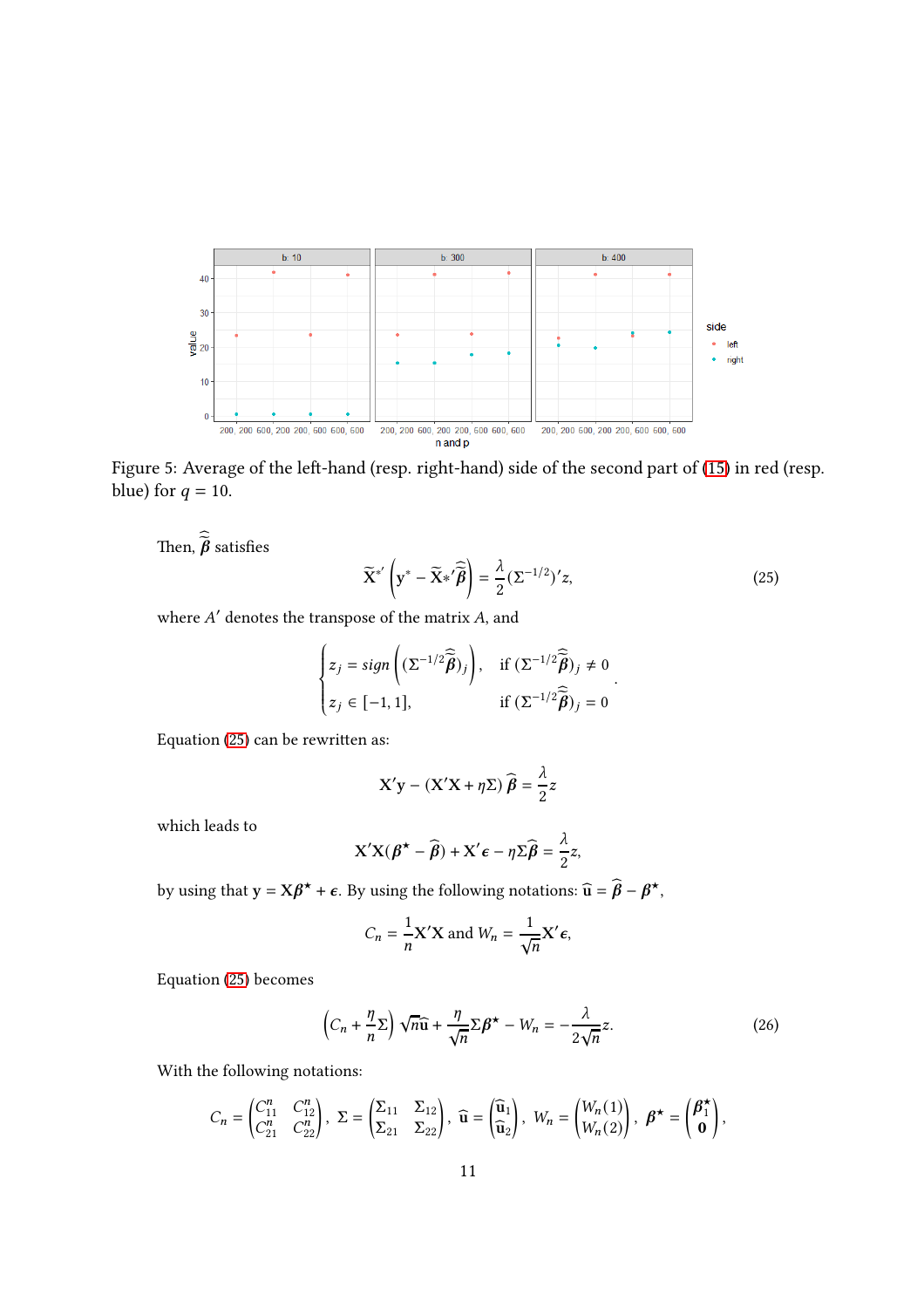Figure 5: Average of the left-hand (resp. right-hand) side of the second part of (15) in red (resp. blue) for $q = 10$.

Then, $\widehat{\widehat{\beta}}$ satisfies

$$\widetilde{\mathbf{X}}^{*'} \left( \mathbf{y}^{*} - \widetilde{\mathbf{X}}^{*'} \widehat{\widehat{\beta}} \right) = \frac{\lambda}{2} (\Sigma^{-1/2})' z, \tag{25}$$

where $A'$ denotes the transpose of the matrix $A$, and

$$\begin{cases} z_j = sign\left( (\Sigma^{-1/2} \widehat{\widehat{\beta}})_j \right), & \text{if } (\Sigma^{-1/2} \widehat{\widehat{\beta}})_j \neq 0 \\ z_j \in [-1, 1], & \text{if } (\Sigma^{-1/2} \widehat{\widehat{\beta}})_j = 0 \end{cases}.$$

Equation (25) can be rewritten as:

$$\mathbf{X}'\mathbf{y} - (\mathbf{X}'\mathbf{X} + \eta \Sigma) \widehat{\boldsymbol{\beta}} = \frac{\lambda}{2} z$$

which leads to

$$\mathbf{X}'\mathbf{X}(\boldsymbol{\beta}^{\star} - \widehat{\boldsymbol{\beta}}) + \mathbf{X}'\boldsymbol{\epsilon} - \eta \Sigma \widehat{\boldsymbol{\beta}} = \frac{\lambda}{2} z,$$

by using that $\mathbf{y} = \mathbf{X}\boldsymbol{\beta}^{\star} + \boldsymbol{\epsilon}$. By using the following notations: $\widehat{\mathbf{u}} = \widehat{\boldsymbol{\beta}} - \boldsymbol{\beta}^{\star}$,

$$C_n = \frac{1}{n} \mathbf{X}'\mathbf{X} \text{ and } W_n = \frac{1}{\sqrt{n}} \mathbf{X}'\boldsymbol{\epsilon},$$

Equation (25) becomes

$$\left( C_n + \frac{\eta}{n} \Sigma \right) \sqrt{n} \widehat{\mathbf{u}} + \frac{\eta}{\sqrt{n}} \Sigma \boldsymbol{\beta}^{\star} - W_n = - \frac{\lambda}{2\sqrt{n}} z. \tag{26}$$

With the following notations:

$$C_n = \begin{pmatrix} C_{11}^n & C_{12}^n \\ C_{21}^n & C_{22}^n \end{pmatrix}, \; \Sigma = \begin{pmatrix} \Sigma_{11} & \Sigma_{12} \\ \Sigma_{21} & \Sigma_{22} \end{pmatrix}, \; \widehat{\mathbf{u}} = \begin{pmatrix} \widehat{\mathbf{u}}_1 \\ \widehat{\mathbf{u}}_2 \end{pmatrix}, \; W_n = \begin{pmatrix} W_n(1) \\ W_n(2) \end{pmatrix}, \; \boldsymbol{\beta}^{\star} = \begin{pmatrix} \boldsymbol{\beta}_1^{\star} \\ \mathbf{0} \end{pmatrix},$$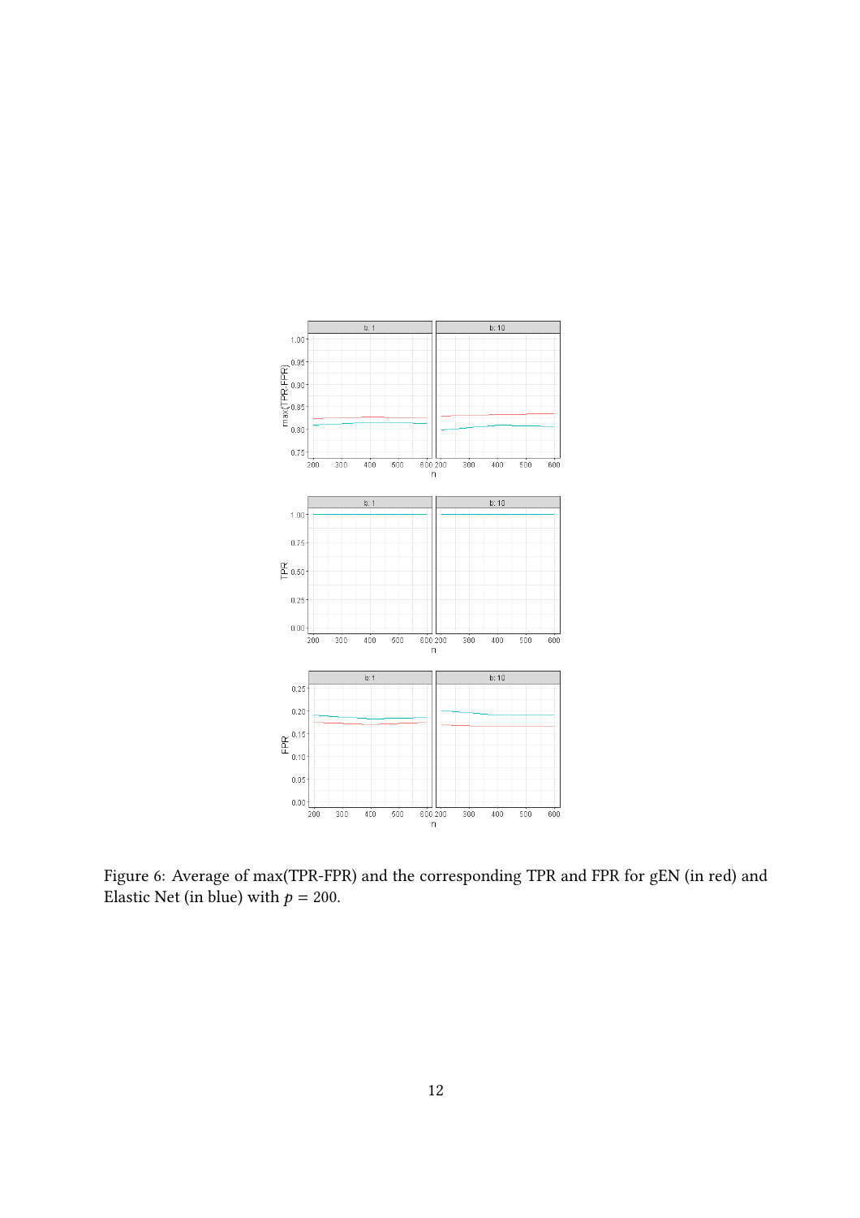Figure 6: Average of max(TPR-FPR) and the corresponding TPR and FPR for gEN (in red) and Elastic Net (in blue) with $p = 200$.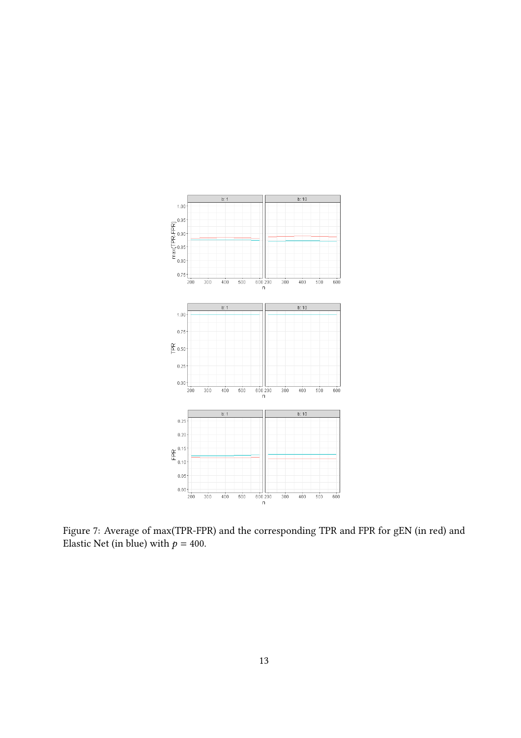Figure 7: Average of max(TPR-FPR) and the corresponding TPR and FPR for gEN (in red) and Elastic Net (in blue) with $p = 400$.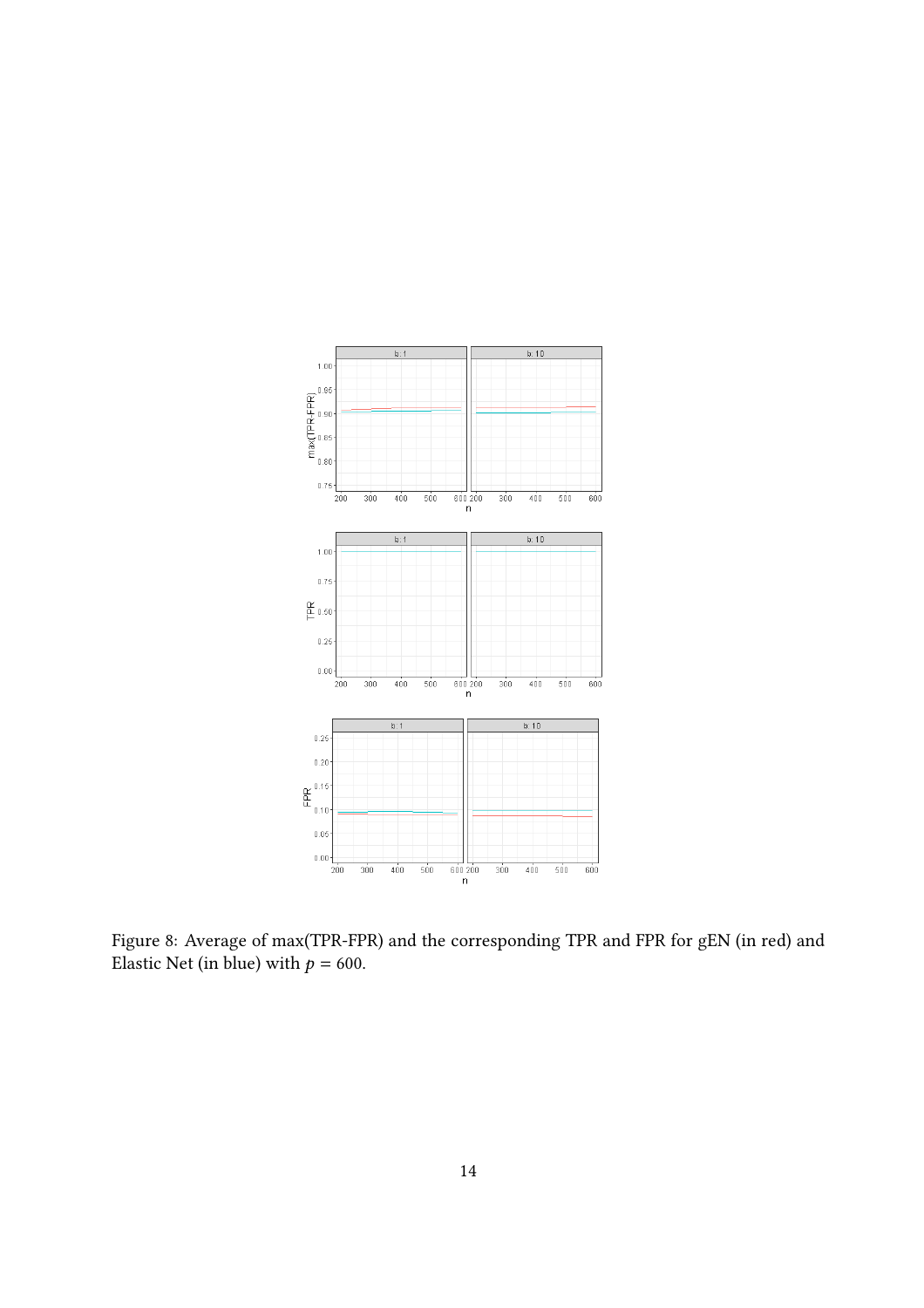Figure 8: Average of max(TPR-FPR) and the corresponding TPR and FPR for gEN (in red) and Elastic Net (in blue) with $p = 600$.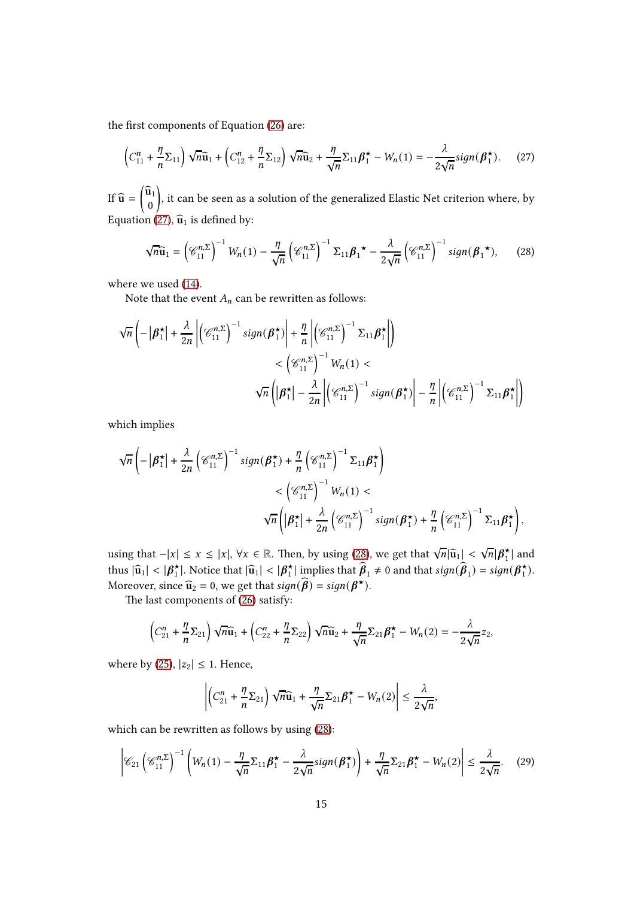the first components of Equation (26) are:

$$\left(C_{11}^n + \frac{\eta}{n}\Sigma_{11}\right)\sqrt{n}\widehat{\mathbf{u}}_1 + \left(C_{12}^n + \frac{\eta}{n}\Sigma_{12}\right)\sqrt{n}\widehat{\mathbf{u}}_2 + \frac{\eta}{\sqrt{n}}\Sigma_{11}\boldsymbol{\beta}_1^\star - W_n(1) = -\frac{\lambda}{2\sqrt{n}}sign(\boldsymbol{\beta}_1^\star). \quad (27)$$

If $\widehat{\mathbf{u}} = \begin{pmatrix}\widehat{\mathbf{u}}_1 \\ 0\end{pmatrix}$, it can be seen as a solution of the generalized Elastic Net criterion where, by Equation (27), $\widehat{\mathbf{u}}_1$ is defined by:

$$\sqrt{n}\widehat{\mathbf{u}}_1 = \left(\mathscr{C}_{11}^{n,\Sigma}\right)^{-1} W_n(1) - \frac{\eta}{\sqrt{n}}\left(\mathscr{C}_{11}^{n,\Sigma}\right)^{-1}\Sigma_{11}\boldsymbol{\beta}_1{}^\star - \frac{\lambda}{2\sqrt{n}}\left(\mathscr{C}_{11}^{n,\Sigma}\right)^{-1} sign(\boldsymbol{\beta}_1{}^\star), \quad (28)$$

where we used (14).

Note that the event $A_n$ can be rewritten as follows:

$$\sqrt{n}\left(-\left|\boldsymbol{\beta}_1^\star\right| + \frac{\lambda}{2n}\left|\left(\mathscr{C}_{11}^{n,\Sigma}\right)^{-1} sign(\boldsymbol{\beta}_1^\star)\right| + \frac{\eta}{n}\left|\left(\mathscr{C}_{11}^{n,\Sigma}\right)^{-1}\Sigma_{11}\boldsymbol{\beta}_1^\star\right|\right) < \left(\mathscr{C}_{11}^{n,\Sigma}\right)^{-1} W_n(1) < \sqrt{n}\left(\left|\boldsymbol{\beta}_1^\star\right| - \frac{\lambda}{2n}\left|\left(\mathscr{C}_{11}^{n,\Sigma}\right)^{-1} sign(\boldsymbol{\beta}_1^\star)\right| - \frac{\eta}{n}\left|\left(\mathscr{C}_{11}^{n,\Sigma}\right)^{-1}\Sigma_{11}\boldsymbol{\beta}_1^\star\right|\right)$$

which implies

$$\sqrt{n}\left(-\left|\boldsymbol{\beta}_1^\star\right| + \frac{\lambda}{2n}\left(\mathscr{C}_{11}^{n,\Sigma}\right)^{-1} sign(\boldsymbol{\beta}_1^\star) + \frac{\eta}{n}\left(\mathscr{C}_{11}^{n,\Sigma}\right)^{-1}\Sigma_{11}\boldsymbol{\beta}_1^\star\right) < \left(\mathscr{C}_{11}^{n,\Sigma}\right)^{-1} W_n(1) < \sqrt{n}\left(\left|\boldsymbol{\beta}_1^\star\right| + \frac{\lambda}{2n}\left(\mathscr{C}_{11}^{n,\Sigma}\right)^{-1} sign(\boldsymbol{\beta}_1^\star) + \frac{\eta}{n}\left(\mathscr{C}_{11}^{n,\Sigma}\right)^{-1}\Sigma_{11}\boldsymbol{\beta}_1^\star\right),$$

using that $-|x| \le x \le |x|$, $\forall x \in \mathbb{R}$. Then, by using (28), we get that $\sqrt{n}|\widehat{\mathbf{u}}_1| < \sqrt{n}|\boldsymbol{\beta}_1^\star|$ and thus $|\widehat{\mathbf{u}}_1| < |\boldsymbol{\beta}_1^\star|$. Notice that $|\widehat{\mathbf{u}}_1| < |\boldsymbol{\beta}_1^\star|$ implies that $\widehat{\boldsymbol{\beta}}_1 \neq 0$ and that $sign(\widehat{\boldsymbol{\beta}}_1) = sign(\boldsymbol{\beta}_1^\star)$. Moreover, since $\widehat{\mathbf{u}}_2 = 0$, we get that $sign(\widehat{\boldsymbol{\beta}}) = sign(\boldsymbol{\beta}^\star)$.

The last components of (26) satisfy:

$$\left(C_{21}^n + \frac{\eta}{n}\Sigma_{21}\right)\sqrt{n}\widehat{\mathbf{u}}_1 + \left(C_{22}^n + \frac{\eta}{n}\Sigma_{22}\right)\sqrt{n}\widehat{\mathbf{u}}_2 + \frac{\eta}{\sqrt{n}}\Sigma_{21}\boldsymbol{\beta}_1^\star - W_n(2) = -\frac{\lambda}{2\sqrt{n}}z_2,$$

where by (25), $|z_2| \le 1$. Hence,

$$\left|\left(C_{21}^n + \frac{\eta}{n}\Sigma_{21}\right)\sqrt{n}\widehat{\mathbf{u}}_1 + \frac{\eta}{\sqrt{n}}\Sigma_{21}\boldsymbol{\beta}_1^\star - W_n(2)\right| \le \frac{\lambda}{2\sqrt{n}},$$

which can be rewritten as follows by using (28):

$$\left|\mathscr{C}_{21}\left(\mathscr{C}_{11}^{n,\Sigma}\right)^{-1}\left(W_n(1) - \frac{\eta}{\sqrt{n}}\Sigma_{11}\boldsymbol{\beta}_1^\star - \frac{\lambda}{2\sqrt{n}}sign(\boldsymbol{\beta}_1^\star)\right) + \frac{\eta}{\sqrt{n}}\Sigma_{21}\boldsymbol{\beta}_1^\star - W_n(2)\right| \le \frac{\lambda}{2\sqrt{n}}. \quad (29)$$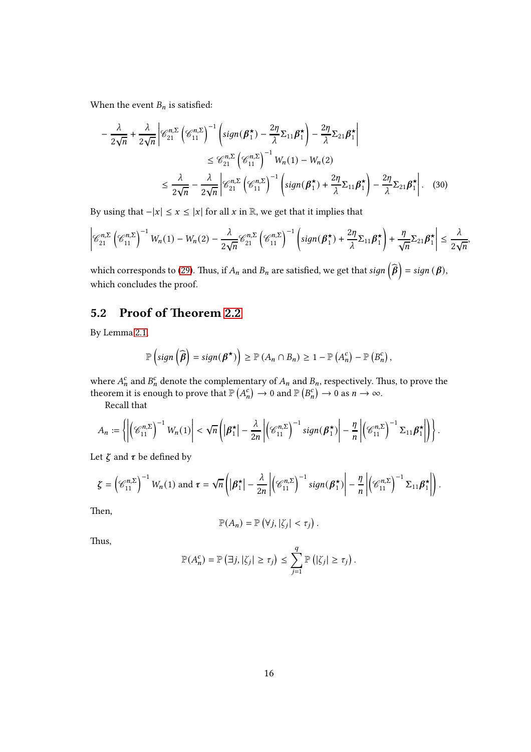When the event $B_n$ is satisfied:

$$
\begin{aligned}
-\frac{\lambda}{2\sqrt{n}} + \frac{\lambda}{2\sqrt{n}} \left| \mathscr{C}_{21}^{n,\Sigma} \left(\mathscr{C}_{11}^{n,\Sigma}\right)^{-1} \left( sign(\boldsymbol{\beta}_1^\star) - \frac{2\eta}{\lambda} \Sigma_{11} \boldsymbol{\beta}_1^\star \right) - \frac{2\eta}{\lambda} \Sigma_{21} \boldsymbol{\beta}_1^\star \right| \\
\leq \mathscr{C}_{21}^{n,\Sigma} \left(\mathscr{C}_{11}^{n,\Sigma}\right)^{-1} W_n(1) - W_n(2) \\
\leq \frac{\lambda}{2\sqrt{n}} - \frac{\lambda}{2\sqrt{n}} \left| \mathscr{C}_{21}^{n,\Sigma} \left(\mathscr{C}_{11}^{n,\Sigma}\right)^{-1} \left( sign(\boldsymbol{\beta}_1^\star) + \frac{2\eta}{\lambda} \Sigma_{11} \boldsymbol{\beta}_1^\star \right) - \frac{2\eta}{\lambda} \Sigma_{21} \boldsymbol{\beta}_1^\star \right|. \quad (30)
\end{aligned}
$$

By using that $-|x| \leq x \leq |x|$ for all $x$ in $\mathbb{R}$, we get that it implies that

$$
\left| \mathscr{C}_{21}^{n,\Sigma} \left(\mathscr{C}_{11}^{n,\Sigma}\right)^{-1} W_n(1) - W_n(2) - \frac{\lambda}{2\sqrt{n}} \mathscr{C}_{21}^{n,\Sigma} \left(\mathscr{C}_{11}^{n,\Sigma}\right)^{-1} \left( sign(\boldsymbol{\beta}_1^\star) + \frac{2\eta}{\lambda} \Sigma_{11} \boldsymbol{\beta}_1^\star \right) + \frac{\eta}{\sqrt{n}} \Sigma_{21} \boldsymbol{\beta}_1^\star \right| \leq \frac{\lambda}{2\sqrt{n}},
$$

which corresponds to (29). Thus, if $A_n$ and $B_n$ are satisfied, we get that $sign\left(\widehat{\boldsymbol{\beta}}\right) = sign\left(\boldsymbol{\beta}\right)$, which concludes the proof.

## 5.2 Proof of Theorem 2.2

By Lemma 2.1,

$$
\mathbb{P}\left( sign\left(\widehat{\boldsymbol{\beta}}\right) = sign(\boldsymbol{\beta}^\star) \right) \geq \mathbb{P}\left(A_n \cap B_n\right) \geq 1 - \mathbb{P}\left(A_n^c\right) - \mathbb{P}\left(B_n^c\right),
$$

where $A_n^c$ and $B_n^c$ denote the complementary of $A_n$ and $B_n$, respectively. Thus, to prove the theorem it is enough to prove that $\mathbb{P}\left(A_n^c\right) \to 0$ and $\mathbb{P}\left(B_n^c\right) \to 0$ as $n \to \infty$.

Recall that

$$
A_n := \left\{ \left| \left(\mathscr{C}_{11}^{n,\Sigma}\right)^{-1} W_n(1) \right| < \sqrt{n} \left( |\boldsymbol{\beta}_1^\star| - \frac{\lambda}{2n} \left| \left(\mathscr{C}_{11}^{n,\Sigma}\right)^{-1} sign(\boldsymbol{\beta}_1^\star) \right| - \frac{\eta}{n} \left| \left(\mathscr{C}_{11}^{n,\Sigma}\right)^{-1} \Sigma_{11} \boldsymbol{\beta}_1^\star \right| \right) \right\}.
$$

Let $\boldsymbol{\zeta}$ and $\boldsymbol{\tau}$ be defined by

$$
\boldsymbol{\zeta} = \left(\mathscr{C}_{11}^{n,\Sigma}\right)^{-1} W_n(1) \text{ and } \boldsymbol{\tau} = \sqrt{n} \left( |\boldsymbol{\beta}_1^\star| - \frac{\lambda}{2n} \left| \left(\mathscr{C}_{11}^{n,\Sigma}\right)^{-1} sign(\boldsymbol{\beta}_1^\star) \right| - \frac{\eta}{n} \left| \left(\mathscr{C}_{11}^{n,\Sigma}\right)^{-1} \Sigma_{11} \boldsymbol{\beta}_1^\star \right| \right).
$$

Then,

$$
\mathbb{P}(A_n) = \mathbb{P}\left(\forall j, |\zeta_j| < \tau_j\right).
$$

Thus,

$$
\mathbb{P}(A_n^c) = \mathbb{P}\left(\exists j, |\zeta_j| \geq \tau_j\right) \leq \sum_{j=1}^{q} \mathbb{P}\left(|\zeta_j| \geq \tau_j\right).
$$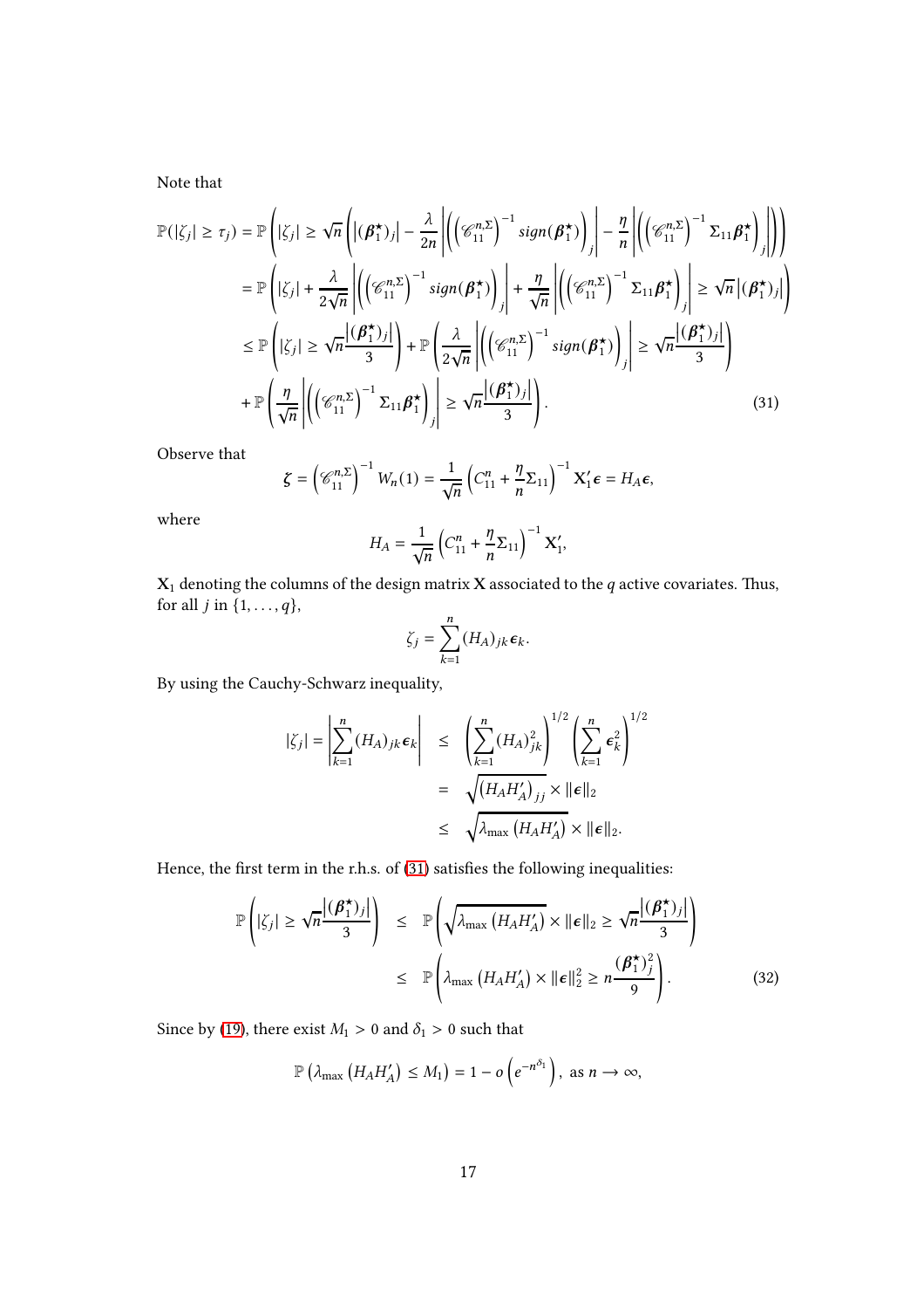Note that

$$
\begin{aligned}
\mathbb{P}(|\zeta_j| \geq \tau_j) &= \mathbb{P}\left(|\zeta_j| \geq \sqrt{n}\left(|(\boldsymbol{\beta}_1^\star)_j| - \frac{\lambda}{2n}\left|\left(\left(\mathscr{C}_{11}^{n,\Sigma}\right)^{-1} sign(\boldsymbol{\beta}_1^\star)\right)_j\right| - \frac{\eta}{n}\left|\left(\left(\mathscr{C}_{11}^{n,\Sigma}\right)^{-1} \Sigma_{11}\boldsymbol{\beta}_1^\star\right)_j\right|\right)\right) \\
&= \mathbb{P}\left(|\zeta_j| + \frac{\lambda}{2\sqrt{n}}\left|\left(\left(\mathscr{C}_{11}^{n,\Sigma}\right)^{-1} sign(\boldsymbol{\beta}_1^\star)\right)_j\right| + \frac{\eta}{\sqrt{n}}\left|\left(\left(\mathscr{C}_{11}^{n,\Sigma}\right)^{-1} \Sigma_{11}\boldsymbol{\beta}_1^\star\right)_j\right| \geq \sqrt{n}\left|(\boldsymbol{\beta}_1^\star)_j\right|\right) \\
&\leq \mathbb{P}\left(|\zeta_j| \geq \sqrt{n}\frac{\left|(\boldsymbol{\beta}_1^\star)_j\right|}{3}\right) + \mathbb{P}\left(\frac{\lambda}{2\sqrt{n}}\left|\left(\left(\mathscr{C}_{11}^{n,\Sigma}\right)^{-1} sign(\boldsymbol{\beta}_1^\star)\right)_j\right| \geq \sqrt{n}\frac{\left|(\boldsymbol{\beta}_1^\star)_j\right|}{3}\right) \\
&\quad + \mathbb{P}\left(\frac{\eta}{\sqrt{n}}\left|\left(\left(\mathscr{C}_{11}^{n,\Sigma}\right)^{-1} \Sigma_{11}\boldsymbol{\beta}_1^\star\right)_j\right| \geq \sqrt{n}\frac{\left|(\boldsymbol{\beta}_1^\star)_j\right|}{3}\right). 
\end{aligned}
\tag{31}
$$

Observe that

$$
\boldsymbol{\zeta} = \left(\mathscr{C}_{11}^{n,\Sigma}\right)^{-1} W_n(1) = \frac{1}{\sqrt{n}}\left(C_{11}^n + \frac{\eta}{n}\Sigma_{11}\right)^{-1} \mathbf{X}_1'\boldsymbol{\epsilon} = H_A\boldsymbol{\epsilon},
$$

where

$$
H_A = \frac{1}{\sqrt{n}}\left(C_{11}^n + \frac{\eta}{n}\Sigma_{11}\right)^{-1}\mathbf{X}_1',
$$

$\mathbf{X}_1$ denoting the columns of the design matrix $\mathbf{X}$ associated to the $q$ active covariates. Thus, for all $j$ in $\{1, \ldots, q\}$,

$$
\zeta_j = \sum_{k=1}^{n} (H_A)_{jk}\boldsymbol{\epsilon}_k.
$$

By using the Cauchy-Schwarz inequality,

$$
\begin{aligned}
|\zeta_j| = \left|\sum_{k=1}^{n}(H_A)_{jk}\boldsymbol{\epsilon}_k\right| &\leq \left(\sum_{k=1}^{n}(H_A)_{jk}^2\right)^{1/2}\left(\sum_{k=1}^{n}\boldsymbol{\epsilon}_k^2\right)^{1/2} \\
&= \sqrt{\left(H_A H_A'\right)_{jj}} \times \|\boldsymbol{\epsilon}\|_2 \\
&\leq \sqrt{\lambda_{\max}\left(H_A H_A'\right)} \times \|\boldsymbol{\epsilon}\|_2.
\end{aligned}
$$

Hence, the first term in the r.h.s. of (31) satisfies the following inequalities:

$$
\begin{aligned}
\mathbb{P}\left(|\zeta_j| \geq \sqrt{n}\frac{\left|(\boldsymbol{\beta}_1^\star)_j\right|}{3}\right) &\leq \mathbb{P}\left(\sqrt{\lambda_{\max}\left(H_A H_A'\right)} \times \|\boldsymbol{\epsilon}\|_2 \geq \sqrt{n}\frac{\left|(\boldsymbol{\beta}_1^\star)_j\right|}{3}\right) \\
&\leq \mathbb{P}\left(\lambda_{\max}\left(H_A H_A'\right) \times \|\boldsymbol{\epsilon}\|_2^2 \geq n\frac{(\boldsymbol{\beta}_1^\star)_j^2}{9}\right).
\end{aligned}
\tag{32}
$$

Since by (19), there exist $M_1 > 0$ and $\delta_1 > 0$ such that

$$
\mathbb{P}\left(\lambda_{\max}\left(H_A H_A'\right) \leq M_1\right) = 1 - o\left(e^{-n^{\delta_1}}\right), \text{ as } n \to \infty,
$$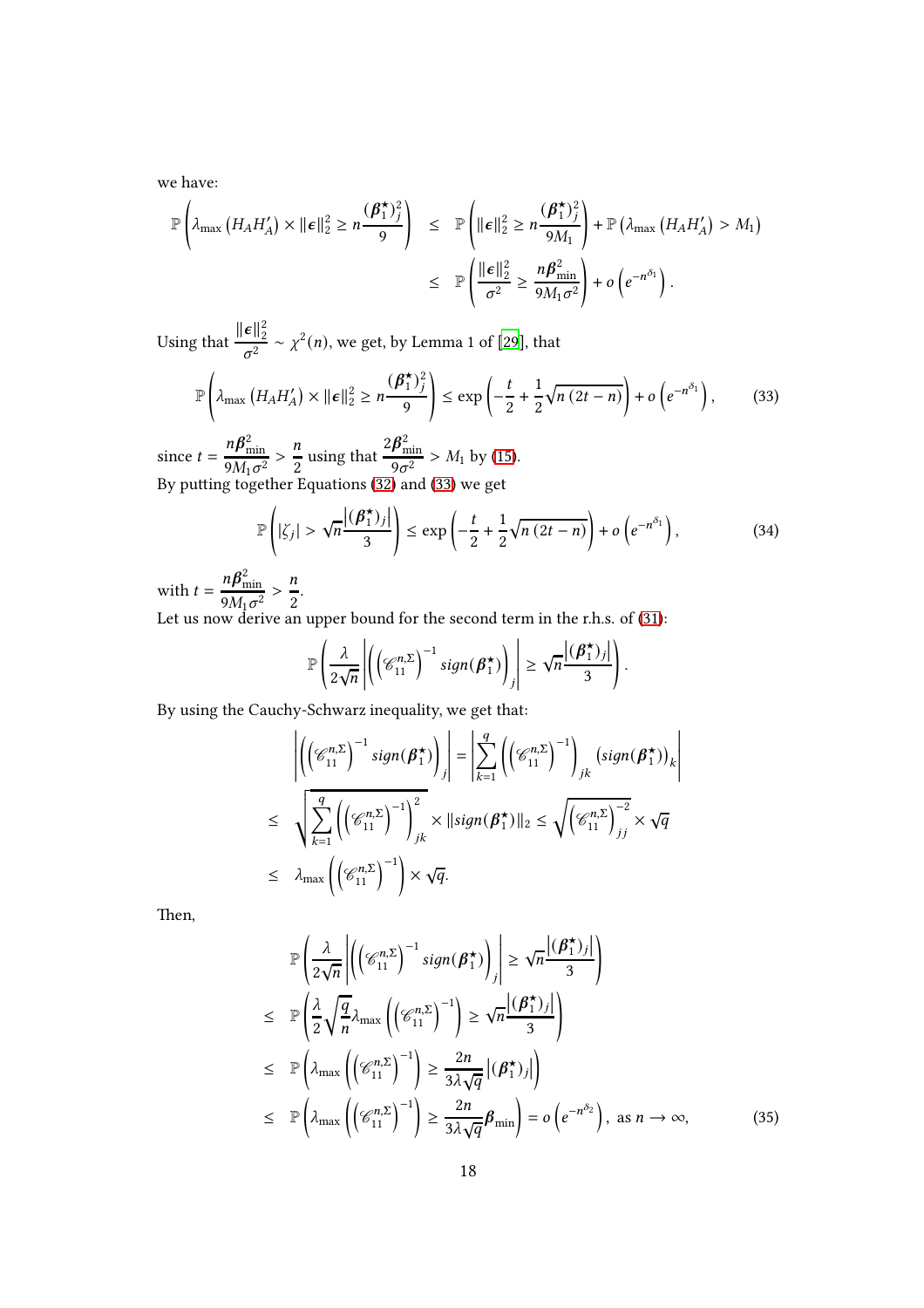we have:

$$
\begin{aligned}
\mathbb{P}\left(\lambda_{\max}\left(H_A H_A'\right) \times \|\boldsymbol{\epsilon}\|_2^2 \geq n\frac{(\boldsymbol{\beta}_1^\star)_j^2}{9}\right) &\leq \mathbb{P}\left(\|\boldsymbol{\epsilon}\|_2^2 \geq n\frac{(\boldsymbol{\beta}_1^\star)_j^2}{9M_1}\right) + \mathbb{P}\left(\lambda_{\max}\left(H_A H_A'\right) > M_1\right) \\
&\leq \mathbb{P}\left(\frac{\|\boldsymbol{\epsilon}\|_2^2}{\sigma^2} \geq \frac{n\boldsymbol{\beta}_{\min}^2}{9M_1\sigma^2}\right) + o\left(e^{-n^{\delta_1}}\right).
\end{aligned}
$$

Using that $\dfrac{\|\boldsymbol{\epsilon}\|_2^2}{\sigma^2} \sim \chi^2(n)$, we get, by Lemma 1 of [29], that

$$
\mathbb{P}\left(\lambda_{\max}\left(H_A H_A'\right) \times \|\boldsymbol{\epsilon}\|_2^2 \geq n\frac{(\boldsymbol{\beta}_1^\star)_j^2}{9}\right) \leq \exp\left(-\frac{t}{2} + \frac{1}{2}\sqrt{n\left(2t-n\right)}\right) + o\left(e^{-n^{\delta_1}}\right), \tag{33}
$$

since $t = \dfrac{n\boldsymbol{\beta}_{\min}^2}{9M_1\sigma^2} > \dfrac{n}{2}$ using that $\dfrac{2\boldsymbol{\beta}_{\min}^2}{9\sigma^2} > M_1$ by (15).
By putting together Equations (32) and (33) we get

$$
\mathbb{P}\left(|\zeta_j| > \sqrt{n}\frac{\left|(\boldsymbol{\beta}_1^\star)_j\right|}{3}\right) \leq \exp\left(-\frac{t}{2} + \frac{1}{2}\sqrt{n\left(2t-n\right)}\right) + o\left(e^{-n^{\delta_1}}\right), \tag{34}
$$

with $t = \dfrac{n\boldsymbol{\beta}_{\min}^2}{9M_1\sigma^2} > \dfrac{n}{2}$.
Let us now derive an upper bound for the second term in the r.h.s. of (31):

$$
\mathbb{P}\left(\frac{\lambda}{2\sqrt{n}}\left|\left(\left(\mathscr{C}_{11}^{n,\Sigma}\right)^{-1} sign(\boldsymbol{\beta}_1^\star)\right)_j\right| \geq \sqrt{n}\frac{\left|(\boldsymbol{\beta}_1^\star)_j\right|}{3}\right).
$$

By using the Cauchy-Schwarz inequality, we get that:

$$
\begin{aligned}
&\left|\left(\left(\mathscr{C}_{11}^{n,\Sigma}\right)^{-1} sign(\boldsymbol{\beta}_1^\star)\right)_j\right| = \left|\sum_{k=1}^{q}\left(\left(\mathscr{C}_{11}^{n,\Sigma}\right)^{-1}\right)_{jk}\left(sign(\boldsymbol{\beta}_1^\star)\right)_k\right| \\
\leq\ & \sqrt{\sum_{k=1}^{q}\left(\left(\mathscr{C}_{11}^{n,\Sigma}\right)^{-1}\right)_{jk}^2} \times \|sign(\boldsymbol{\beta}_1^\star)\|_2 \leq \sqrt{\left(\mathscr{C}_{11}^{n,\Sigma}\right)_{jj}^{-2}} \times \sqrt{q} \\
\leq\ & \lambda_{\max}\left(\left(\mathscr{C}_{11}^{n,\Sigma}\right)^{-1}\right) \times \sqrt{q}.
\end{aligned}
$$

Then,

$$
\begin{aligned}
&\mathbb{P}\left(\frac{\lambda}{2\sqrt{n}}\left|\left(\left(\mathscr{C}_{11}^{n,\Sigma}\right)^{-1} sign(\boldsymbol{\beta}_1^\star)\right)_j\right| \geq \sqrt{n}\frac{\left|(\boldsymbol{\beta}_1^\star)_j\right|}{3}\right) \\
\leq\ & \mathbb{P}\left(\frac{\lambda}{2}\sqrt{\frac{q}{n}}\lambda_{\max}\left(\left(\mathscr{C}_{11}^{n,\Sigma}\right)^{-1}\right) \geq \sqrt{n}\frac{\left|(\boldsymbol{\beta}_1^\star)_j\right|}{3}\right) \\
\leq\ & \mathbb{P}\left(\lambda_{\max}\left(\left(\mathscr{C}_{11}^{n,\Sigma}\right)^{-1}\right) \geq \frac{2n}{3\lambda\sqrt{q}}\left|(\boldsymbol{\beta}_1^\star)_j\right|\right) \\
\leq\ & \mathbb{P}\left(\lambda_{\max}\left(\left(\mathscr{C}_{11}^{n,\Sigma}\right)^{-1}\right) \geq \frac{2n}{3\lambda\sqrt{q}}\boldsymbol{\beta}_{\min}\right) = o\left(e^{-n^{\delta_2}}\right), \text{ as } n \to \infty,
\end{aligned} \tag{35}
$$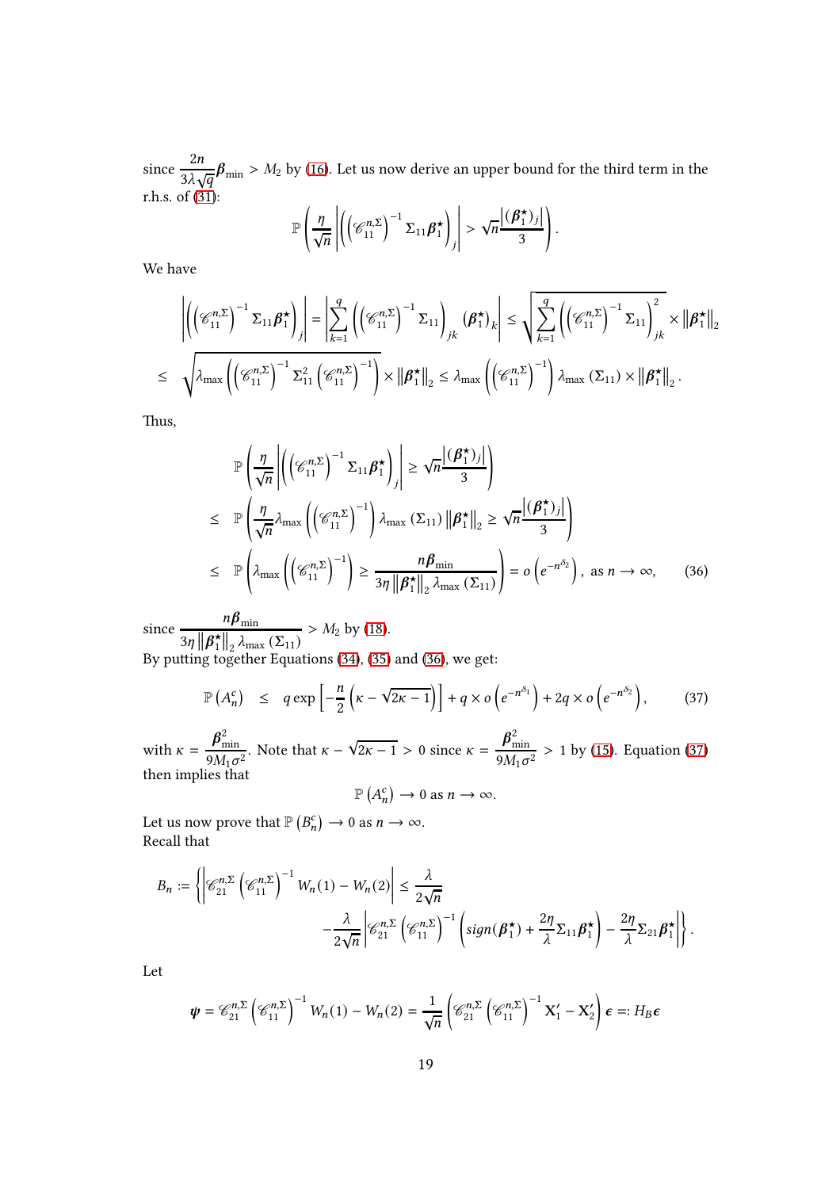since $\frac{2n}{3\lambda\sqrt{q}}\boldsymbol{\beta}_{\min} > M_2$ by (16). Let us now derive an upper bound for the third term in the r.h.s. of (31):

$$\mathbb{P}\left(\frac{\eta}{\sqrt{n}}\left|\left(\left(\mathscr{C}_{11}^{n,\Sigma}\right)^{-1}\Sigma_{11}\boldsymbol{\beta}_1^\star\right)_j\right| > \sqrt{n}\frac{\left|(\boldsymbol{\beta}_1^\star)_j\right|}{3}\right).$$

We have

$$\begin{aligned}
\left|\left(\left(\mathscr{C}_{11}^{n,\Sigma}\right)^{-1}\Sigma_{11}\boldsymbol{\beta}_1^\star\right)_j\right| &= \left|\sum_{k=1}^{q}\left(\left(\mathscr{C}_{11}^{n,\Sigma}\right)^{-1}\Sigma_{11}\right)_{jk}(\boldsymbol{\beta}_1^\star)_k\right| \leq \sqrt{\sum_{k=1}^{q}\left(\left(\mathscr{C}_{11}^{n,\Sigma}\right)^{-1}\Sigma_{11}\right)_{jk}^2} \times \left\|\boldsymbol{\beta}_1^\star\right\|_2 \\
&\leq \sqrt{\lambda_{\max}\left(\left(\mathscr{C}_{11}^{n,\Sigma}\right)^{-1}\Sigma_{11}^2\left(\mathscr{C}_{11}^{n,\Sigma}\right)^{-1}\right)} \times \left\|\boldsymbol{\beta}_1^\star\right\|_2 \leq \lambda_{\max}\left(\left(\mathscr{C}_{11}^{n,\Sigma}\right)^{-1}\right)\lambda_{\max}\left(\Sigma_{11}\right) \times \left\|\boldsymbol{\beta}_1^\star\right\|_2.
\end{aligned}$$

Thus,

$$\begin{aligned}
&\mathbb{P}\left(\frac{\eta}{\sqrt{n}}\left|\left(\left(\mathscr{C}_{11}^{n,\Sigma}\right)^{-1}\Sigma_{11}\boldsymbol{\beta}_1^\star\right)_j\right| \geq \sqrt{n}\frac{\left|(\boldsymbol{\beta}_1^\star)_j\right|}{3}\right) \\
\leq\; &\mathbb{P}\left(\frac{\eta}{\sqrt{n}}\lambda_{\max}\left(\left(\mathscr{C}_{11}^{n,\Sigma}\right)^{-1}\right)\lambda_{\max}\left(\Sigma_{11}\right)\left\|\boldsymbol{\beta}_1^\star\right\|_2 \geq \sqrt{n}\frac{\left|(\boldsymbol{\beta}_1^\star)_j\right|}{3}\right) \\
\leq\; &\mathbb{P}\left(\lambda_{\max}\left(\left(\mathscr{C}_{11}^{n,\Sigma}\right)^{-1}\right) \geq \frac{n\boldsymbol{\beta}_{\min}}{3\eta\left\|\boldsymbol{\beta}_1^\star\right\|_2\lambda_{\max}\left(\Sigma_{11}\right)}\right) = o\left(e^{-n^{\delta_2}}\right), \text{ as } n \longrightarrow \infty,
\end{aligned} \tag{36}$$

since $\frac{n\boldsymbol{\beta}_{\min}}{3\eta\left\|\boldsymbol{\beta}_1^\star\right\|_2\lambda_{\max}\left(\Sigma_{11}\right)} > M_2$ by (18).

By putting together Equations (34), (35) and (36), we get:

$$\mathbb{P}\left(A_n^c\right) \leq q\exp\left[-\frac{n}{2}\left(\kappa - \sqrt{2\kappa - 1}\right)\right] + q \times o\left(e^{-n^{\delta_1}}\right) + 2q \times o\left(e^{-n^{\delta_2}}\right), \tag{37}$$

with $\kappa = \frac{\boldsymbol{\beta}_{\min}^2}{9M_1\sigma^2}$. Note that $\kappa - \sqrt{2\kappa - 1} > 0$ since $\kappa = \frac{\boldsymbol{\beta}_{\min}^2}{9M_1\sigma^2} > 1$ by (15). Equation (37) then implies that

$$\mathbb{P}\left(A_n^c\right) \longrightarrow 0 \text{ as } n \longrightarrow \infty.$$

Let us now prove that $\mathbb{P}\left(B_n^c\right) \longrightarrow 0$ as $n \longrightarrow \infty$.

Recall that

$$\begin{aligned}
B_n := \Bigg\{\left|\mathscr{C}_{21}^{n,\Sigma}\left(\mathscr{C}_{11}^{n,\Sigma}\right)^{-1}W_n(1) - W_n(2)\right| \leq \frac{\lambda}{2\sqrt{n}} \\
-\frac{\lambda}{2\sqrt{n}}\left|\mathscr{C}_{21}^{n,\Sigma}\left(\mathscr{C}_{11}^{n,\Sigma}\right)^{-1}\left(sign(\boldsymbol{\beta}_1^\star) + \frac{2\eta}{\lambda}\Sigma_{11}\boldsymbol{\beta}_1^\star\right) - \frac{2\eta}{\lambda}\Sigma_{21}\boldsymbol{\beta}_1^\star\right|\Bigg\}.
\end{aligned}$$

Let

$$\boldsymbol{\psi} = \mathscr{C}_{21}^{n,\Sigma}\left(\mathscr{C}_{11}^{n,\Sigma}\right)^{-1}W_n(1) - W_n(2) = \frac{1}{\sqrt{n}}\left(\mathscr{C}_{21}^{n,\Sigma}\left(\mathscr{C}_{11}^{n,\Sigma}\right)^{-1}\mathbf{X}_1' - \mathbf{X}_2'\right)\boldsymbol{\epsilon} =: H_B\boldsymbol{\epsilon}$$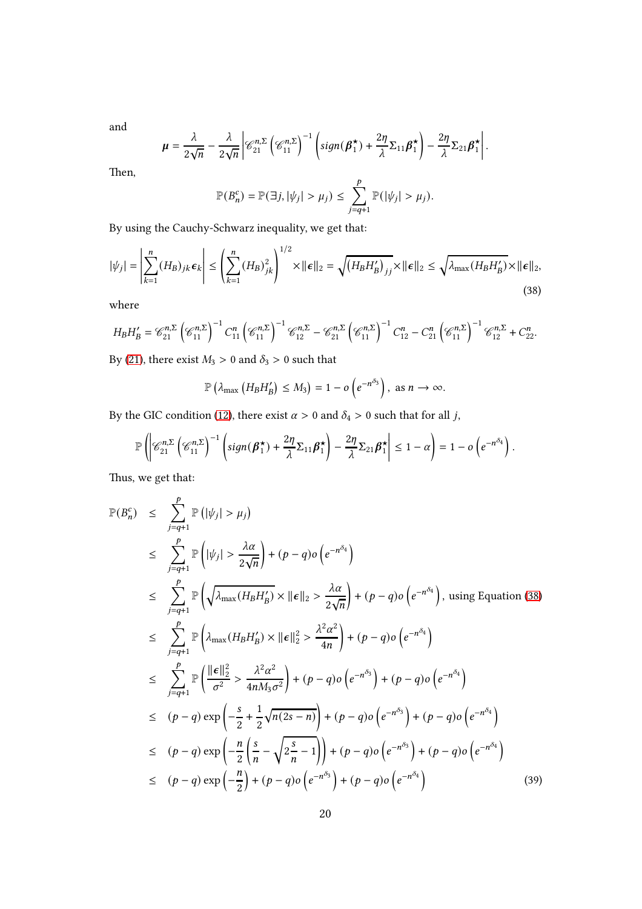and

$$\boldsymbol{\mu} = \frac{\lambda}{2\sqrt{n}} - \frac{\lambda}{2\sqrt{n}} \left| \mathscr{C}_{21}^{n,\Sigma} \left( \mathscr{C}_{11}^{n,\Sigma} \right)^{-1} \left( sign(\boldsymbol{\beta}_1^\star) + \frac{2\eta}{\lambda} \Sigma_{11} \boldsymbol{\beta}_1^\star \right) - \frac{2\eta}{\lambda} \Sigma_{21} \boldsymbol{\beta}_1^\star \right|.$$

Then,

$$\mathbb{P}(B_n^c) = \mathbb{P}(\exists j, |\psi_j| > \mu_j) \leq \sum_{j=q+1}^{p} \mathbb{P}(|\psi_j| > \mu_j).$$

By using the Cauchy-Schwarz inequality, we get that:

$$|\psi_j| = \left| \sum_{k=1}^{n} (H_B)_{jk} \boldsymbol{\epsilon}_k \right| \leq \left( \sum_{k=1}^{n} (H_B)_{jk}^2 \right)^{1/2} \times \|\boldsymbol{\epsilon}\|_2 = \sqrt{\left(H_B H_B'\right)_{jj}} \times \|\boldsymbol{\epsilon}\|_2 \leq \sqrt{\lambda_{\max}(H_B H_B')} \times \|\boldsymbol{\epsilon}\|_2, \tag{38}$$

where

$$H_B H_B' = \mathscr{C}_{21}^{n,\Sigma} \left( \mathscr{C}_{11}^{n,\Sigma} \right)^{-1} C_{11}^{n} \left( \mathscr{C}_{11}^{n,\Sigma} \right)^{-1} \mathscr{C}_{12}^{n,\Sigma} - \mathscr{C}_{21}^{n,\Sigma} \left( \mathscr{C}_{11}^{n,\Sigma} \right)^{-1} C_{12}^{n} - C_{21}^{n} \left( \mathscr{C}_{11}^{n,\Sigma} \right)^{-1} \mathscr{C}_{12}^{n,\Sigma} + C_{22}^{n}.$$

By (21), there exist $M_3 > 0$ and $\delta_3 > 0$ such that

$$\mathbb{P}\left(\lambda_{\max}\left(H_B H_B'\right) \leq M_3\right) = 1 - o\left(e^{-n^{\delta_3}}\right), \text{ as } n \to \infty.$$

By the GIC condition (12), there exist $\alpha > 0$ and $\delta_4 > 0$ such that for all $j$,

$$\mathbb{P}\left( \left| \mathscr{C}_{21}^{n,\Sigma} \left( \mathscr{C}_{11}^{n,\Sigma} \right)^{-1} \left( sign(\boldsymbol{\beta}_1^\star) + \frac{2\eta}{\lambda} \Sigma_{11} \boldsymbol{\beta}_1^\star \right) - \frac{2\eta}{\lambda} \Sigma_{21} \boldsymbol{\beta}_1^\star \right| \leq 1 - \alpha \right) = 1 - o\left(e^{-n^{\delta_4}}\right).$$

Thus, we get that:

$$\begin{aligned}
\mathbb{P}(B_n^c) &\leq \sum_{j=q+1}^{p} \mathbb{P}\left(|\psi_j| > \mu_j\right) \\
&\leq \sum_{j=q+1}^{p} \mathbb{P}\left(|\psi_j| > \frac{\lambda\alpha}{2\sqrt{n}}\right) + (p-q)o\left(e^{-n^{\delta_4}}\right) \\
&\leq \sum_{j=q+1}^{p} \mathbb{P}\left(\sqrt{\lambda_{\max}(H_B H_B')} \times \|\boldsymbol{\epsilon}\|_2 > \frac{\lambda\alpha}{2\sqrt{n}}\right) + (p-q)o\left(e^{-n^{\delta_4}}\right), \text{ using Equation (38)} \\
&\leq \sum_{j=q+1}^{p} \mathbb{P}\left(\lambda_{\max}(H_B H_B') \times \|\boldsymbol{\epsilon}\|_2^2 > \frac{\lambda^2\alpha^2}{4n}\right) + (p-q)o\left(e^{-n^{\delta_4}}\right) \\
&\leq \sum_{j=q+1}^{p} \mathbb{P}\left(\frac{\|\boldsymbol{\epsilon}\|_2^2}{\sigma^2} > \frac{\lambda^2\alpha^2}{4nM_3\sigma^2}\right) + (p-q)o\left(e^{-n^{\delta_3}}\right) + (p-q)o\left(e^{-n^{\delta_4}}\right) \\
&\leq (p-q)\exp\left(-\frac{s}{2} + \frac{1}{2}\sqrt{n(2s-n)}\right) + (p-q)o\left(e^{-n^{\delta_3}}\right) + (p-q)o\left(e^{-n^{\delta_4}}\right) \\
&\leq (p-q)\exp\left(-\frac{n}{2}\left(\frac{s}{n} - \sqrt{2\frac{s}{n} - 1}\right)\right) + (p-q)o\left(e^{-n^{\delta_3}}\right) + (p-q)o\left(e^{-n^{\delta_4}}\right) \\
&\leq (p-q)\exp\left(-\frac{n}{2}\right) + (p-q)o\left(e^{-n^{\delta_3}}\right) + (p-q)o\left(e^{-n^{\delta_4}}\right)
\end{aligned} \tag{39}$$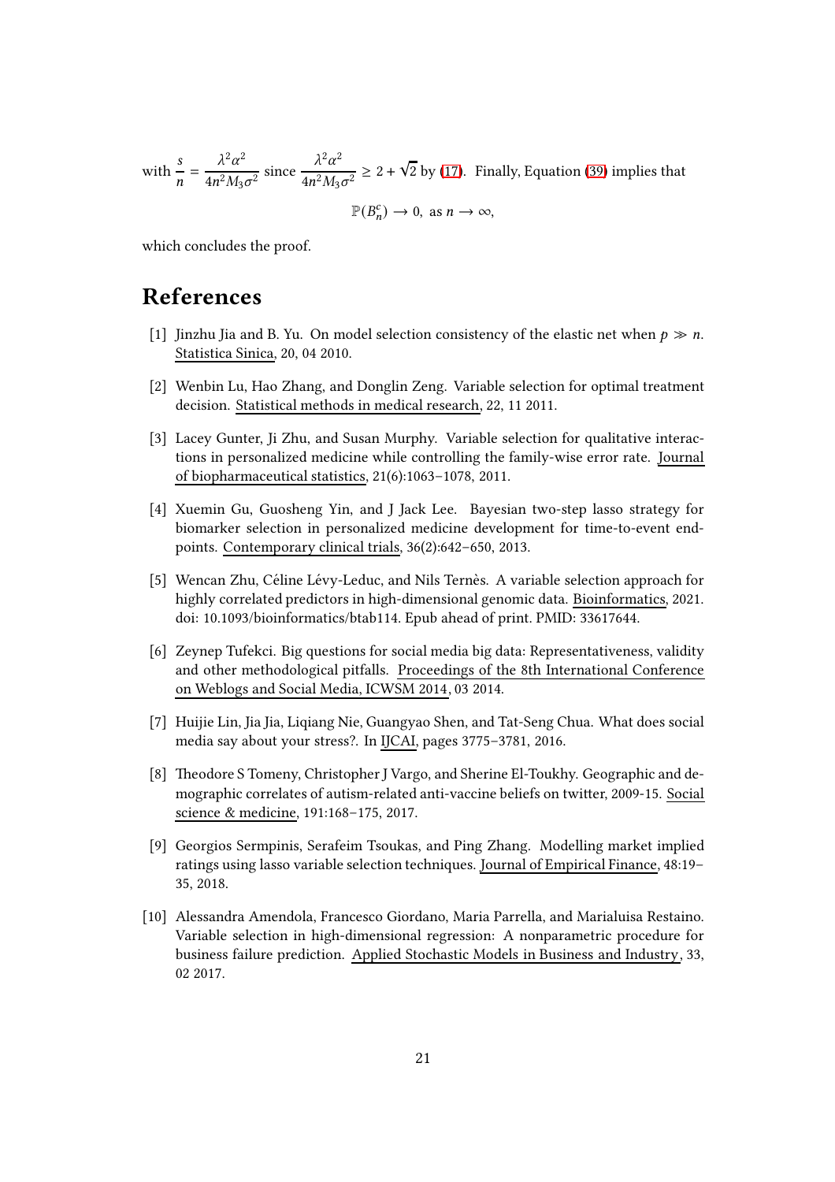with $\frac{s}{n} = \frac{\lambda^2 \alpha^2}{4n^2 M_3 \sigma^2}$ since $\frac{\lambda^2 \alpha^2}{4n^2 M_3 \sigma^2} \geq 2 + \sqrt{2}$ by (17). Finally, Equation (39) implies that

$$\mathbb{P}(B_n^c) \to 0, \text{ as } n \to \infty,$$

which concludes the proof.

# References

[1] Jinzhu Jia and B. Yu. On model selection consistency of the elastic net when $p \gg n$. Statistica Sinica, 20, 04 2010.

[2] Wenbin Lu, Hao Zhang, and Donglin Zeng. Variable selection for optimal treatment decision. Statistical methods in medical research, 22, 11 2011.

[3] Lacey Gunter, Ji Zhu, and Susan Murphy. Variable selection for qualitative interactions in personalized medicine while controlling the family-wise error rate. Journal of biopharmaceutical statistics, 21(6):1063–1078, 2011.

[4] Xuemin Gu, Guosheng Yin, and J Jack Lee. Bayesian two-step lasso strategy for biomarker selection in personalized medicine development for time-to-event endpoints. Contemporary clinical trials, 36(2):642–650, 2013.

[5] Wencan Zhu, Céline Lévy-Leduc, and Nils Ternès. A variable selection approach for highly correlated predictors in high-dimensional genomic data. Bioinformatics, 2021. doi: 10.1093/bioinformatics/btab114. Epub ahead of print. PMID: 33617644.

[6] Zeynep Tufekci. Big questions for social media big data: Representativeness, validity and other methodological pitfalls. Proceedings of the 8th International Conference on Weblogs and Social Media, ICWSM 2014, 03 2014.

[7] Huijie Lin, Jia Jia, Liqiang Nie, Guangyao Shen, and Tat-Seng Chua. What does social media say about your stress?. In IJCAI, pages 3775–3781, 2016.

[8] Theodore S Tomeny, Christopher J Vargo, and Sherine El-Toukhy. Geographic and demographic correlates of autism-related anti-vaccine beliefs on twitter, 2009-15. Social science & medicine, 191:168–175, 2017.

[9] Georgios Sermpinis, Serafeim Tsoukas, and Ping Zhang. Modelling market implied ratings using lasso variable selection techniques. Journal of Empirical Finance, 48:19–35, 2018.

[10] Alessandra Amendola, Francesco Giordano, Maria Parrella, and Marialuisa Restaino. Variable selection in high-dimensional regression: A nonparametric procedure for business failure prediction. Applied Stochastic Models in Business and Industry, 33, 02 2017.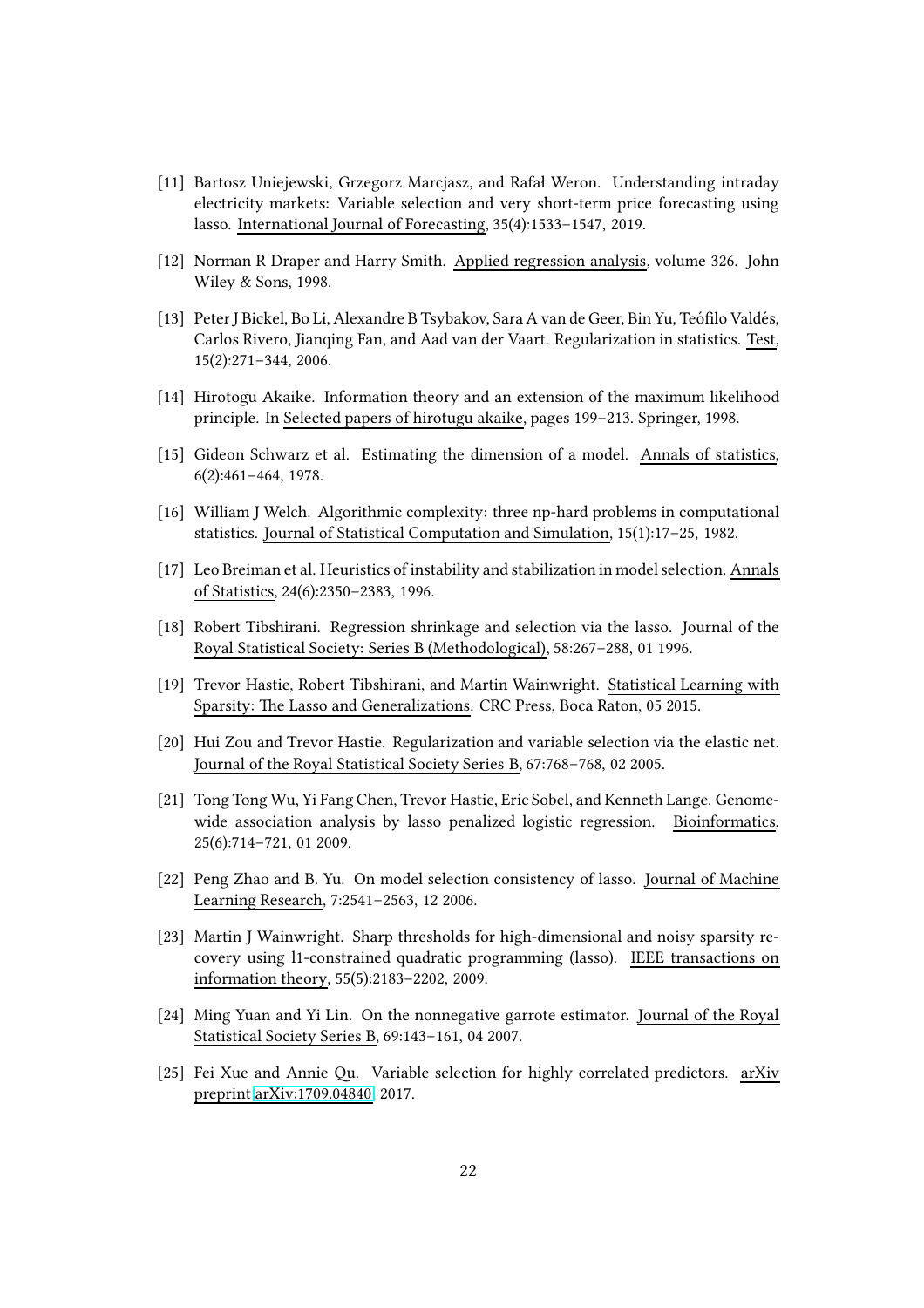[11] Bartosz Uniejewski, Grzegorz Marcjasz, and Rafał Weron. Understanding intraday electricity markets: Variable selection and very short-term price forecasting using lasso. International Journal of Forecasting, 35(4):1533–1547, 2019.

[12] Norman R Draper and Harry Smith. Applied regression analysis, volume 326. John Wiley & Sons, 1998.

[13] Peter J Bickel, Bo Li, Alexandre B Tsybakov, Sara A van de Geer, Bin Yu, Teófilo Valdés, Carlos Rivero, Jianqing Fan, and Aad van der Vaart. Regularization in statistics. Test, 15(2):271–344, 2006.

[14] Hirotogu Akaike. Information theory and an extension of the maximum likelihood principle. In Selected papers of hirotugu akaike, pages 199–213. Springer, 1998.

[15] Gideon Schwarz et al. Estimating the dimension of a model. Annals of statistics, 6(2):461–464, 1978.

[16] William J Welch. Algorithmic complexity: three np-hard problems in computational statistics. Journal of Statistical Computation and Simulation, 15(1):17–25, 1982.

[17] Leo Breiman et al. Heuristics of instability and stabilization in model selection. Annals of Statistics, 24(6):2350–2383, 1996.

[18] Robert Tibshirani. Regression shrinkage and selection via the lasso. Journal of the Royal Statistical Society: Series B (Methodological), 58:267–288, 01 1996.

[19] Trevor Hastie, Robert Tibshirani, and Martin Wainwright. Statistical Learning with Sparsity: The Lasso and Generalizations. CRC Press, Boca Raton, 05 2015.

[20] Hui Zou and Trevor Hastie. Regularization and variable selection via the elastic net. Journal of the Royal Statistical Society Series B, 67:768–768, 02 2005.

[21] Tong Tong Wu, Yi Fang Chen, Trevor Hastie, Eric Sobel, and Kenneth Lange. Genome-wide association analysis by lasso penalized logistic regression. Bioinformatics, 25(6):714–721, 01 2009.

[22] Peng Zhao and B. Yu. On model selection consistency of lasso. Journal of Machine Learning Research, 7:2541–2563, 12 2006.

[23] Martin J Wainwright. Sharp thresholds for high-dimensional and noisy sparsity recovery using l1-constrained quadratic programming (lasso). IEEE transactions on information theory, 55(5):2183–2202, 2009.

[24] Ming Yuan and Yi Lin. On the nonnegative garrote estimator. Journal of the Royal Statistical Society Series B, 69:143–161, 04 2007.

[25] Fei Xue and Annie Qu. Variable selection for highly correlated predictors. arXiv preprint arXiv:1709.04840, 2017.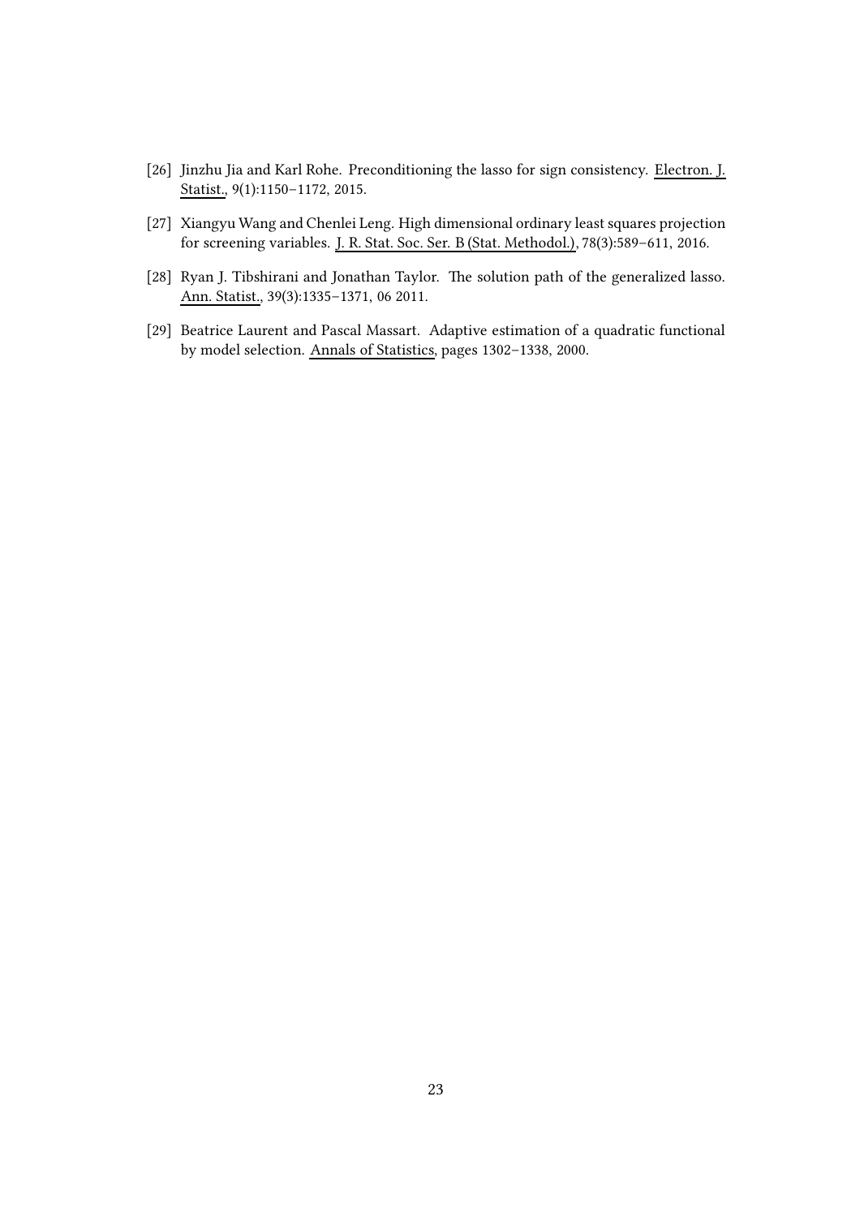[26] Jinzhu Jia and Karl Rohe. Preconditioning the lasso for sign consistency. Electron. J. Statist., 9(1):1150–1172, 2015.

[27] Xiangyu Wang and Chenlei Leng. High dimensional ordinary least squares projection for screening variables. J. R. Stat. Soc. Ser. B (Stat. Methodol.), 78(3):589–611, 2016.

[28] Ryan J. Tibshirani and Jonathan Taylor. The solution path of the generalized lasso. Ann. Statist., 39(3):1335–1371, 06 2011.

[29] Beatrice Laurent and Pascal Massart. Adaptive estimation of a quadratic functional by model selection. Annals of Statistics, pages 1302–1338, 2000.